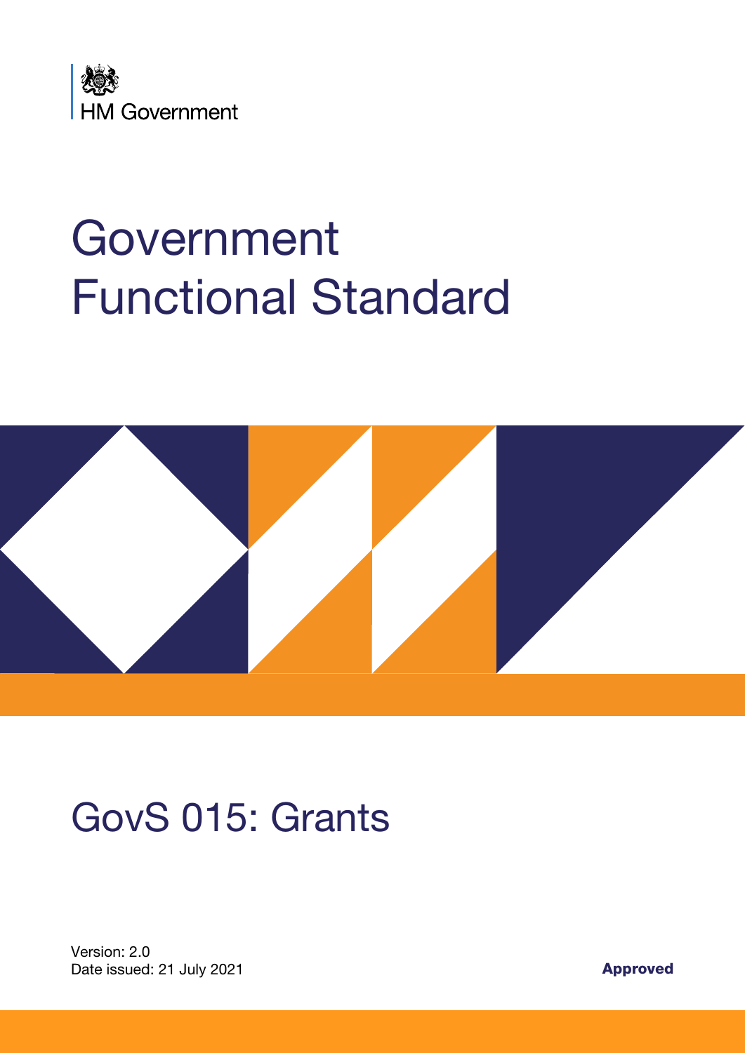HM Government

# Government Functional Standard

# GovS 015: Grants

Version: 2.0
Date issued: 21 July 2021

**Approved**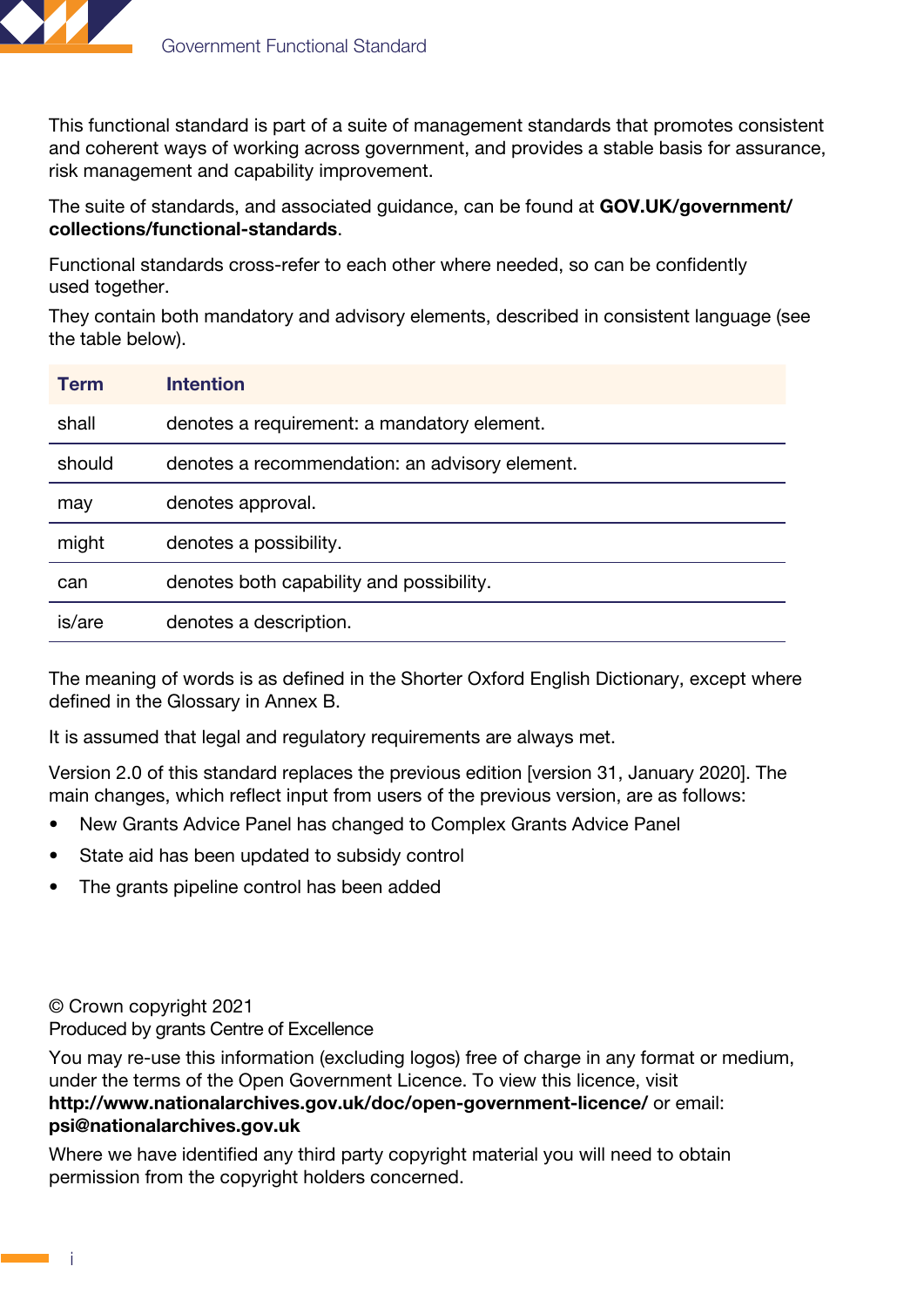This functional standard is part of a suite of management standards that promotes consistent and coherent ways of working across government, and provides a stable basis for assurance, risk management and capability improvement.

The suite of standards, and associated guidance, can be found at **GOV.UK/government/collections/functional-standards**.

Functional standards cross-refer to each other where needed, so can be confidently used together.

They contain both mandatory and advisory elements, described in consistent language (see the table below).

| Term | Intention |
| --- | --- |
| shall | denotes a requirement: a mandatory element. |
| should | denotes a recommendation: an advisory element. |
| may | denotes approval. |
| might | denotes a possibility. |
| can | denotes both capability and possibility. |
| is/are | denotes a description. |

The meaning of words is as defined in the Shorter Oxford English Dictionary, except where defined in the Glossary in Annex B.

It is assumed that legal and regulatory requirements are always met.

Version 2.0 of this standard replaces the previous edition [version 31, January 2020]. The main changes, which reflect input from users of the previous version, are as follows:

- New Grants Advice Panel has changed to Complex Grants Advice Panel
- State aid has been updated to subsidy control
- The grants pipeline control has been added

© Crown copyright 2021
Produced by grants Centre of Excellence

You may re-use this information (excluding logos) free of charge in any format or medium, under the terms of the Open Government Licence. To view this licence, visit **http://www.nationalarchives.gov.uk/doc/open-government-licence/** or email: **psi@nationalarchives.gov.uk**

Where we have identified any third party copyright material you will need to obtain permission from the copyright holders concerned.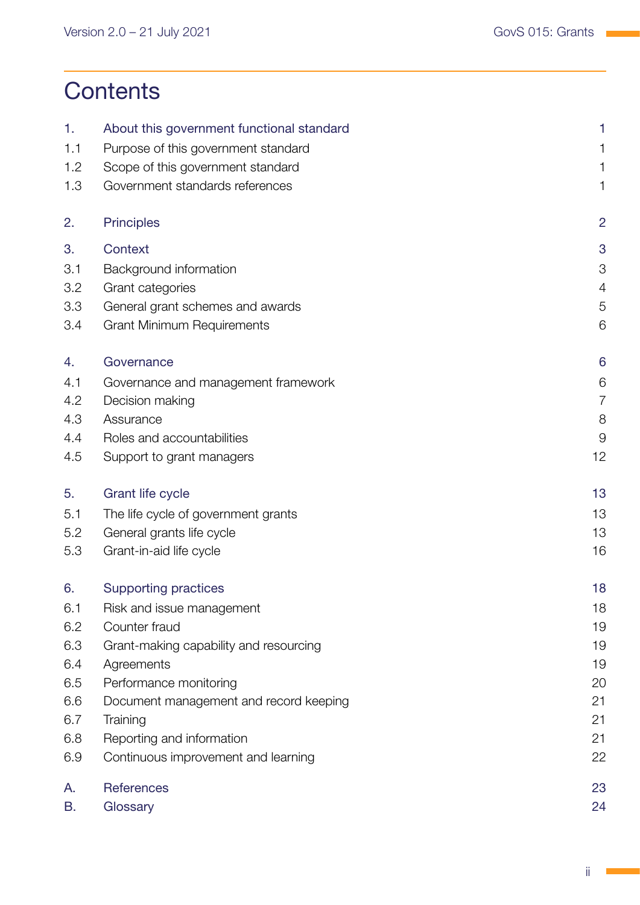# Contents

| | | |
|---|---|---|
| 1. | About this government functional standard | 1 |
| 1.1 | Purpose of this government standard | 1 |
| 1.2 | Scope of this government standard | 1 |
| 1.3 | Government standards references | 1 |
| 2. | Principles | 2 |
| 3. | Context | 3 |
| 3.1 | Background information | 3 |
| 3.2 | Grant categories | 4 |
| 3.3 | General grant schemes and awards | 5 |
| 3.4 | Grant Minimum Requirements | 6 |
| 4. | Governance | 6 |
| 4.1 | Governance and management framework | 6 |
| 4.2 | Decision making | 7 |
| 4.3 | Assurance | 8 |
| 4.4 | Roles and accountabilities | 9 |
| 4.5 | Support to grant managers | 12 |
| 5. | Grant life cycle | 13 |
| 5.1 | The life cycle of government grants | 13 |
| 5.2 | General grants life cycle | 13 |
| 5.3 | Grant-in-aid life cycle | 16 |
| 6. | Supporting practices | 18 |
| 6.1 | Risk and issue management | 18 |
| 6.2 | Counter fraud | 19 |
| 6.3 | Grant-making capability and resourcing | 19 |
| 6.4 | Agreements | 19 |
| 6.5 | Performance monitoring | 20 |
| 6.6 | Document management and record keeping | 21 |
| 6.7 | Training | 21 |
| 6.8 | Reporting and information | 21 |
| 6.9 | Continuous improvement and learning | 22 |
| A. | References | 23 |
| B. | Glossary | 24 |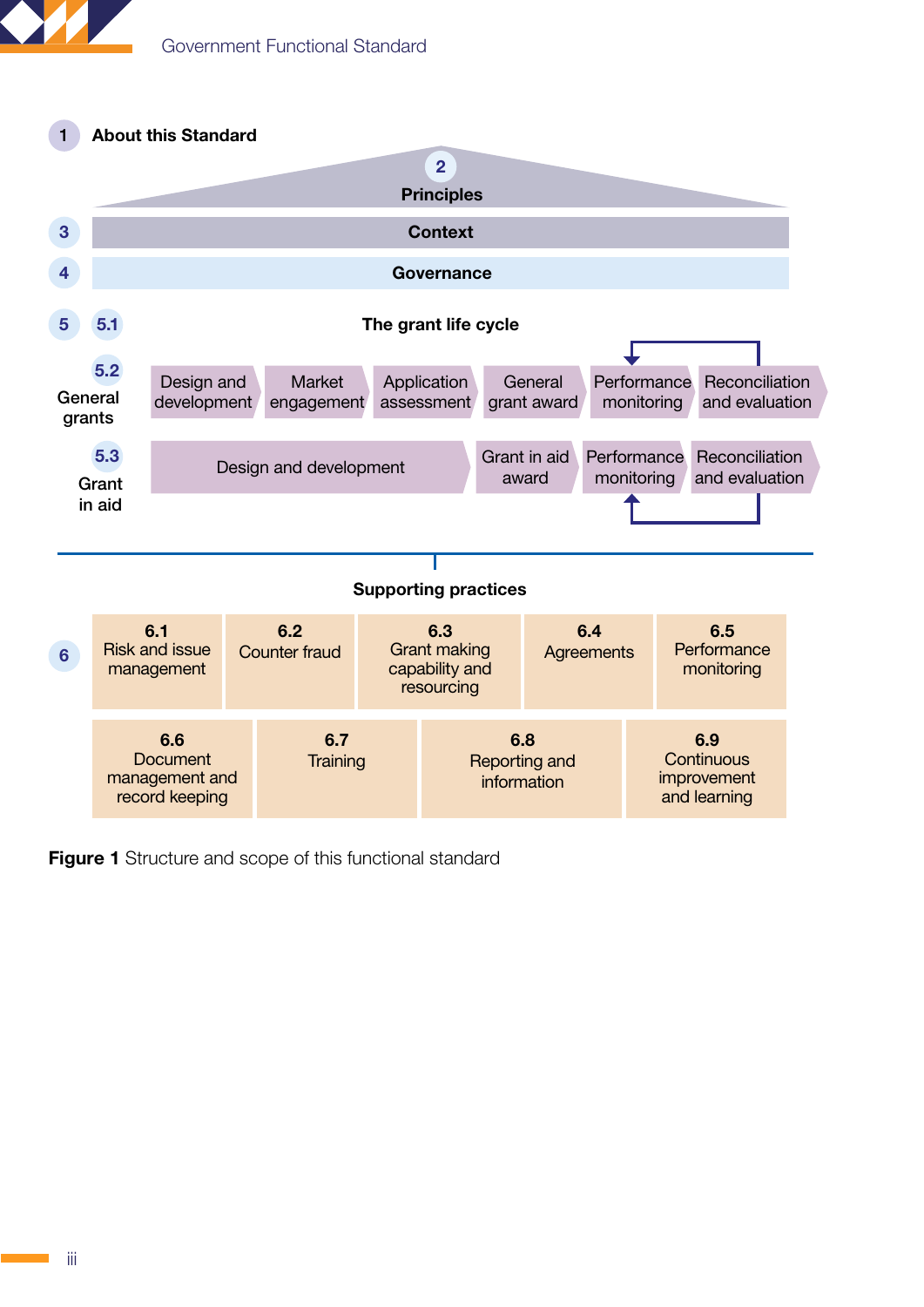1 **About this Standard**

2 **Principles**

3 **Context**

4 **Governance**

5 5.1 **The grant life cycle**

5.2 General grants: Design and development → Market engagement → Application assessment → General grant award → Performance monitoring → Reconciliation and evaluation

5.3 Grant in aid: Design and development → Grant in aid award → Performance monitoring → Reconciliation and evaluation

**Supporting practices**

6

| **6.1** Risk and issue management | **6.2** Counter fraud | **6.3** Grant making capability and resourcing | **6.4** Agreements | **6.5** Performance monitoring |
|---|---|---|---|---|

| **6.6** Document management and record keeping | **6.7** Training | **6.8** Reporting and information | **6.9** Continuous improvement and learning |
|---|---|---|---|

**Figure 1** Structure and scope of this functional standard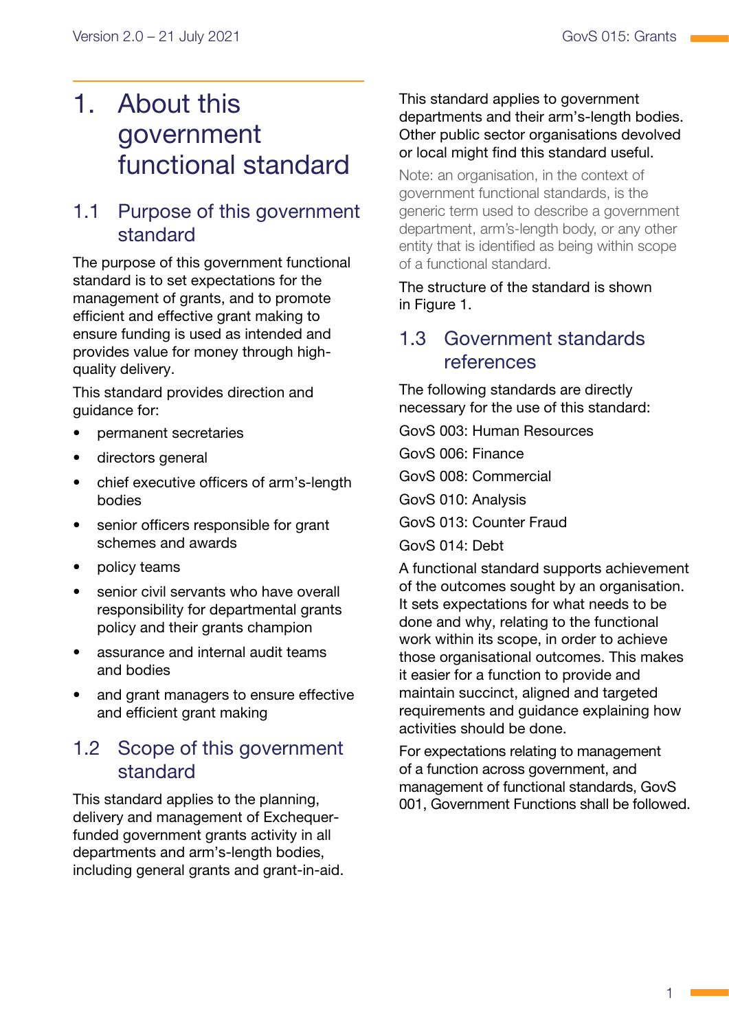# 1. About this government functional standard

## 1.1 Purpose of this government standard

The purpose of this government functional standard is to set expectations for the management of grants, and to promote efficient and effective grant making to ensure funding is used as intended and provides value for money through high-quality delivery.

This standard provides direction and guidance for:

- permanent secretaries
- directors general
- chief executive officers of arm's-length bodies
- senior officers responsible for grant schemes and awards
- policy teams
- senior civil servants who have overall responsibility for departmental grants policy and their grants champion
- assurance and internal audit teams and bodies
- and grant managers to ensure effective and efficient grant making

## 1.2 Scope of this government standard

This standard applies to the planning, delivery and management of Exchequer-funded government grants activity in all departments and arm's-length bodies, including general grants and grant-in-aid.

This standard applies to government departments and their arm's-length bodies. Other public sector organisations devolved or local might find this standard useful.

Note: an organisation, in the context of government functional standards, is the generic term used to describe a government department, arm's-length body, or any other entity that is identified as being within scope of a functional standard.

The structure of the standard is shown in Figure 1.

## 1.3 Government standards references

The following standards are directly necessary for the use of this standard:

GovS 003: Human Resources

GovS 006: Finance

GovS 008: Commercial

GovS 010: Analysis

GovS 013: Counter Fraud

GovS 014: Debt

A functional standard supports achievement of the outcomes sought by an organisation. It sets expectations for what needs to be done and why, relating to the functional work within its scope, in order to achieve those organisational outcomes. This makes it easier for a function to provide and maintain succinct, aligned and targeted requirements and guidance explaining how activities should be done.

For expectations relating to management of a function across government, and management of functional standards, GovS 001, Government Functions shall be followed.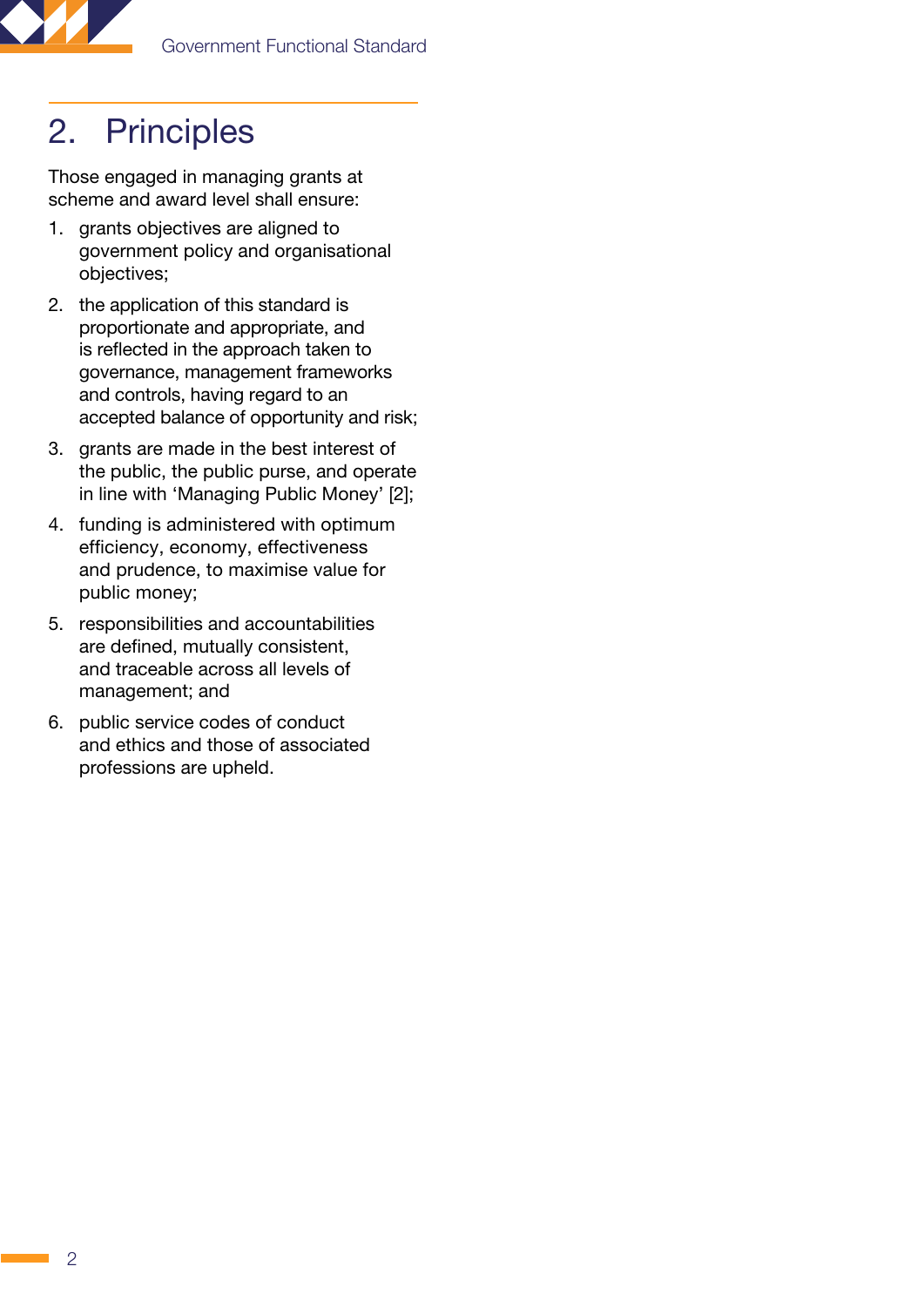# 2. Principles

Those engaged in managing grants at scheme and award level shall ensure:

1. grants objectives are aligned to government policy and organisational objectives;
2. the application of this standard is proportionate and appropriate, and is reflected in the approach taken to governance, management frameworks and controls, having regard to an accepted balance of opportunity and risk;
3. grants are made in the best interest of the public, the public purse, and operate in line with 'Managing Public Money' [2];
4. funding is administered with optimum efficiency, economy, effectiveness and prudence, to maximise value for public money;
5. responsibilities and accountabilities are defined, mutually consistent, and traceable across all levels of management; and
6. public service codes of conduct and ethics and those of associated professions are upheld.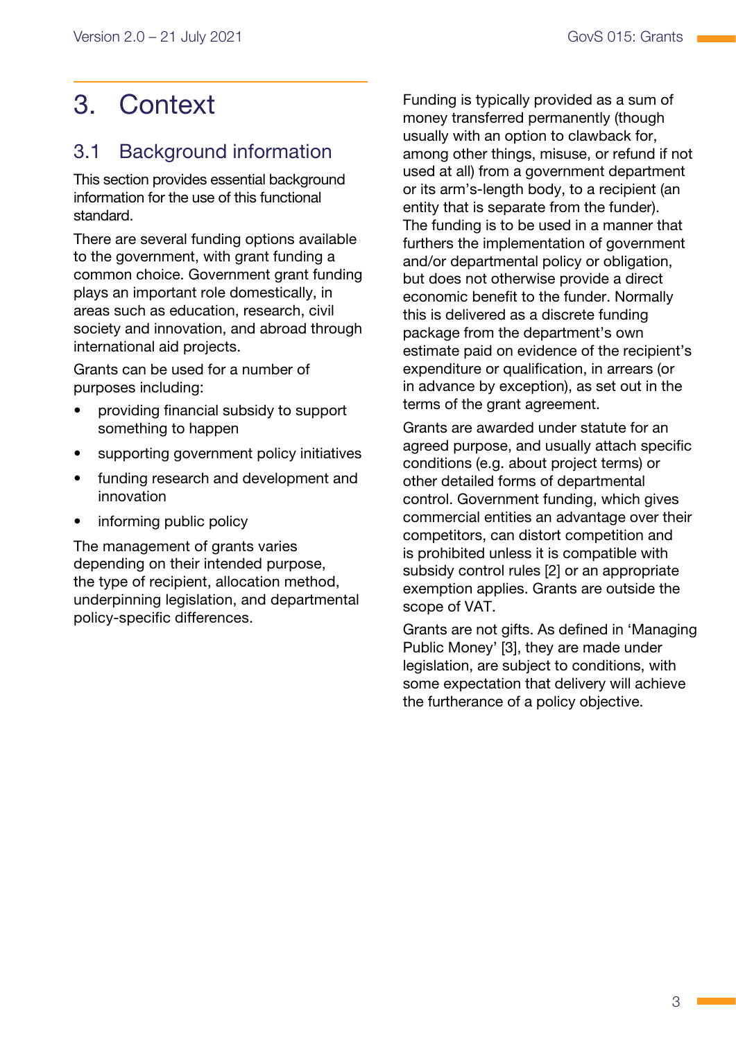# 3. Context

## 3.1 Background information

This section provides essential background information for the use of this functional standard.

There are several funding options available to the government, with grant funding a common choice. Government grant funding plays an important role domestically, in areas such as education, research, civil society and innovation, and abroad through international aid projects.

Grants can be used for a number of purposes including:

- providing financial subsidy to support something to happen
- supporting government policy initiatives
- funding research and development and innovation
- informing public policy

The management of grants varies depending on their intended purpose, the type of recipient, allocation method, underpinning legislation, and departmental policy-specific differences.

Funding is typically provided as a sum of money transferred permanently (though usually with an option to clawback for, among other things, misuse, or refund if not used at all) from a government department or its arm's-length body, to a recipient (an entity that is separate from the funder). The funding is to be used in a manner that furthers the implementation of government and/or departmental policy or obligation, but does not otherwise provide a direct economic benefit to the funder. Normally this is delivered as a discrete funding package from the department's own estimate paid on evidence of the recipient's expenditure or qualification, in arrears (or in advance by exception), as set out in the terms of the grant agreement.

Grants are awarded under statute for an agreed purpose, and usually attach specific conditions (e.g. about project terms) or other detailed forms of departmental control. Government funding, which gives commercial entities an advantage over their competitors, can distort competition and is prohibited unless it is compatible with subsidy control rules [2] or an appropriate exemption applies. Grants are outside the scope of VAT.

Grants are not gifts. As defined in 'Managing Public Money' [3], they are made under legislation, are subject to conditions, with some expectation that delivery will achieve the furtherance of a policy objective.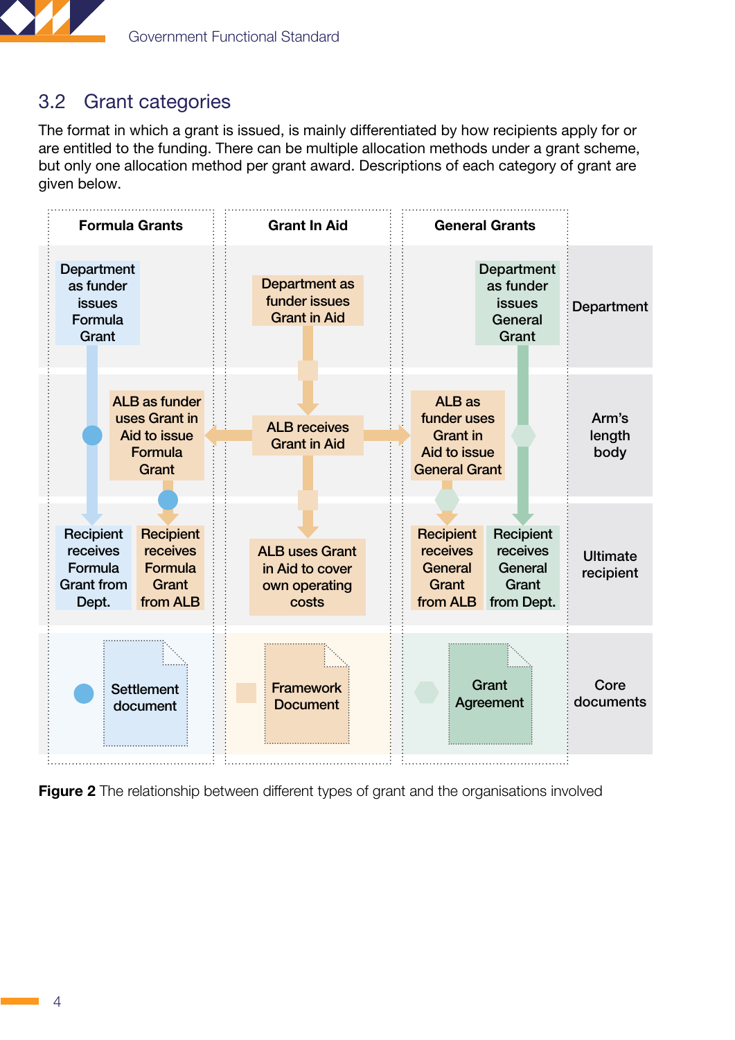## 3.2 Grant categories

The format in which a grant is issued, is mainly differentiated by how recipients apply for or are entitled to the funding. There can be multiple allocation methods under a grant scheme, but only one allocation method per grant award. Descriptions of each category of grant are given below.

| | Formula Grants | | Grant In Aid | General Grants | |
|---|---|---|---|---|---|
| Department | Department as funder issues Formula Grant | | Department as funder issues Grant in Aid | | Department as funder issues General Grant |
| Arm's length body | | ALB as funder uses Grant in Aid to issue Formula Grant | ALB receives Grant in Aid | ALB as funder uses Grant in Aid to issue General Grant | |
| Ultimate recipient | Recipient receives Formula Grant from Dept. | Recipient receives Formula Grant from ALB | ALB uses Grant in Aid to cover own operating costs | Recipient receives General Grant from ALB | Recipient receives General Grant from Dept. |
| Core documents | Settlement document | | Framework Document | Grant Agreement | |

**Figure 2** The relationship between different types of grant and the organisations involved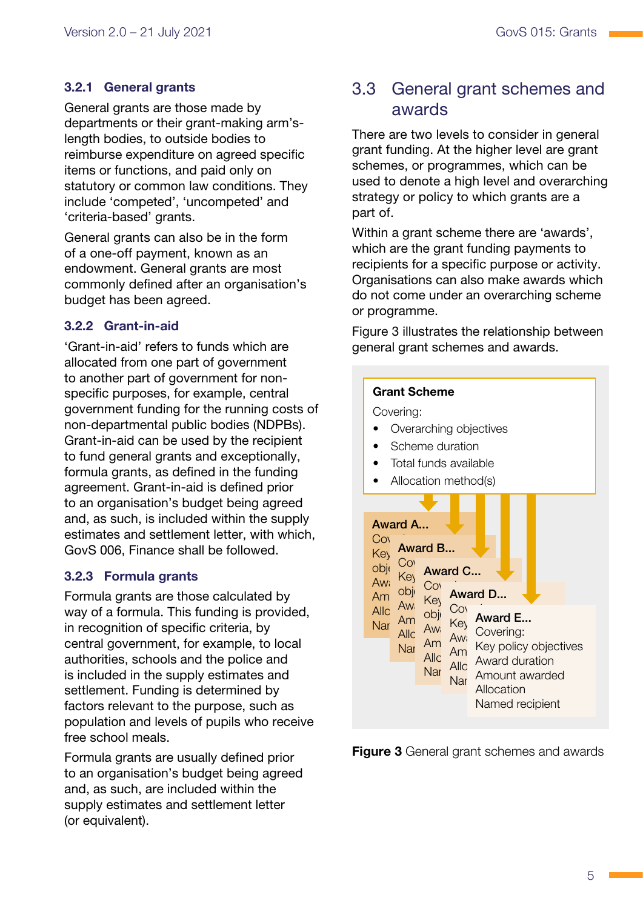### 3.2.1 General grants

General grants are those made by departments or their grant-making arm's-length bodies, to outside bodies to reimburse expenditure on agreed specific items or functions, and paid only on statutory or common law conditions. They include 'competed', 'uncompeted' and 'criteria-based' grants.

General grants can also be in the form of a one-off payment, known as an endowment. General grants are most commonly defined after an organisation's budget has been agreed.

### 3.2.2 Grant-in-aid

'Grant-in-aid' refers to funds which are allocated from one part of government to another part of government for non-specific purposes, for example, central government funding for the running costs of non-departmental public bodies (NDPBs). Grant-in-aid can be used by the recipient to fund general grants and exceptionally, formula grants, as defined in the funding agreement. Grant-in-aid is defined prior to an organisation's budget being agreed and, as such, is included within the supply estimates and settlement letter, with which, GovS 006, Finance shall be followed.

### 3.2.3 Formula grants

Formula grants are those calculated by way of a formula. This funding is provided, in recognition of specific criteria, by central government, for example, to local authorities, schools and the police and is included in the supply estimates and settlement. Funding is determined by factors relevant to the purpose, such as population and levels of pupils who receive free school meals.

Formula grants are usually defined prior to an organisation's budget being agreed and, as such, are included within the supply estimates and settlement letter (or equivalent).

## 3.3 General grant schemes and awards

There are two levels to consider in general grant funding. At the higher level are grant schemes, or programmes, which can be used to denote a high level and overarching strategy or policy to which grants are a part of.

Within a grant scheme there are 'awards', which are the grant funding payments to recipients for a specific purpose or activity. Organisations can also make awards which do not come under an overarching scheme or programme.

Figure 3 illustrates the relationship between general grant schemes and awards.

**Grant Scheme**

Covering:

- Overarching objectives
- Scheme duration
- Total funds available
- Allocation method(s)

**Award A...** **Award B...** **Award C...** **Award D...**

**Award E...**

Covering:
Key policy objectives
Award duration
Amount awarded
Allocation
Named recipient

**Figure 3** General grant schemes and awards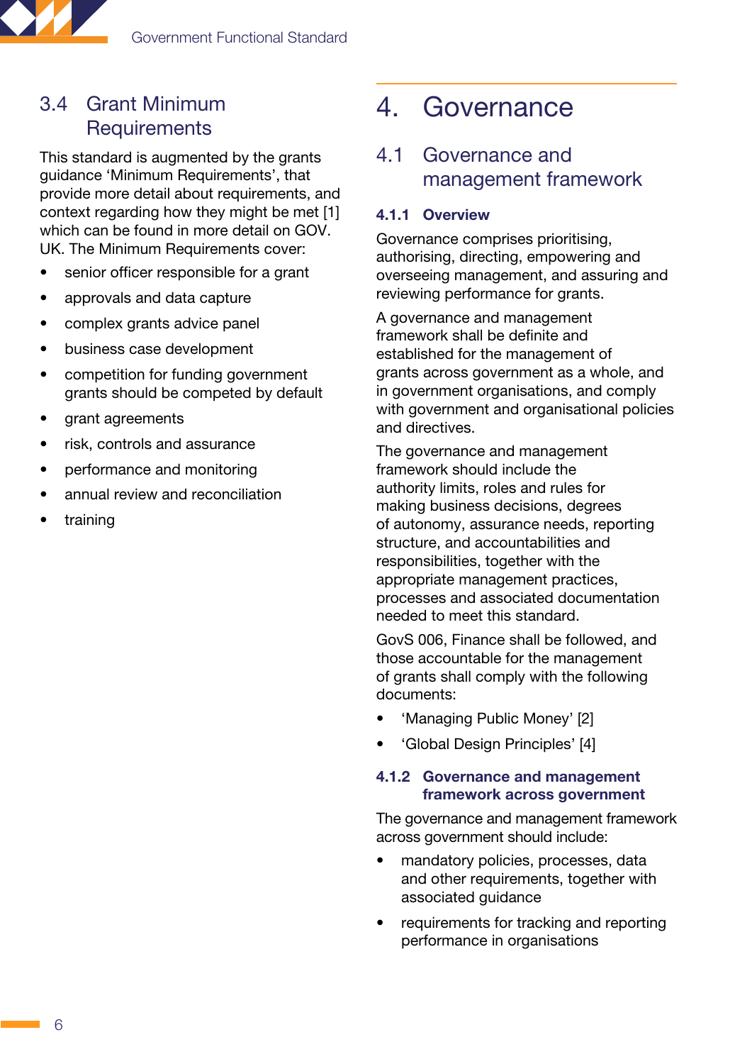## 3.4 Grant Minimum Requirements

This standard is augmented by the grants guidance 'Minimum Requirements', that provide more detail about requirements, and context regarding how they might be met [1] which can be found in more detail on GOV. UK. The Minimum Requirements cover:

- senior officer responsible for a grant
- approvals and data capture
- complex grants advice panel
- business case development
- competition for funding government grants should be competed by default
- grant agreements
- risk, controls and assurance
- performance and monitoring
- annual review and reconciliation
- training

# 4. Governance

## 4.1 Governance and management framework

### 4.1.1 Overview

Governance comprises prioritising, authorising, directing, empowering and overseeing management, and assuring and reviewing performance for grants.

A governance and management framework shall be definite and established for the management of grants across government as a whole, and in government organisations, and comply with government and organisational policies and directives.

The governance and management framework should include the authority limits, roles and rules for making business decisions, degrees of autonomy, assurance needs, reporting structure, and accountabilities and responsibilities, together with the appropriate management practices, processes and associated documentation needed to meet this standard.

GovS 006, Finance shall be followed, and those accountable for the management of grants shall comply with the following documents:

- 'Managing Public Money' [2]
- 'Global Design Principles' [4]

### 4.1.2 Governance and management framework across government

The governance and management framework across government should include:

- mandatory policies, processes, data and other requirements, together with associated guidance
- requirements for tracking and reporting performance in organisations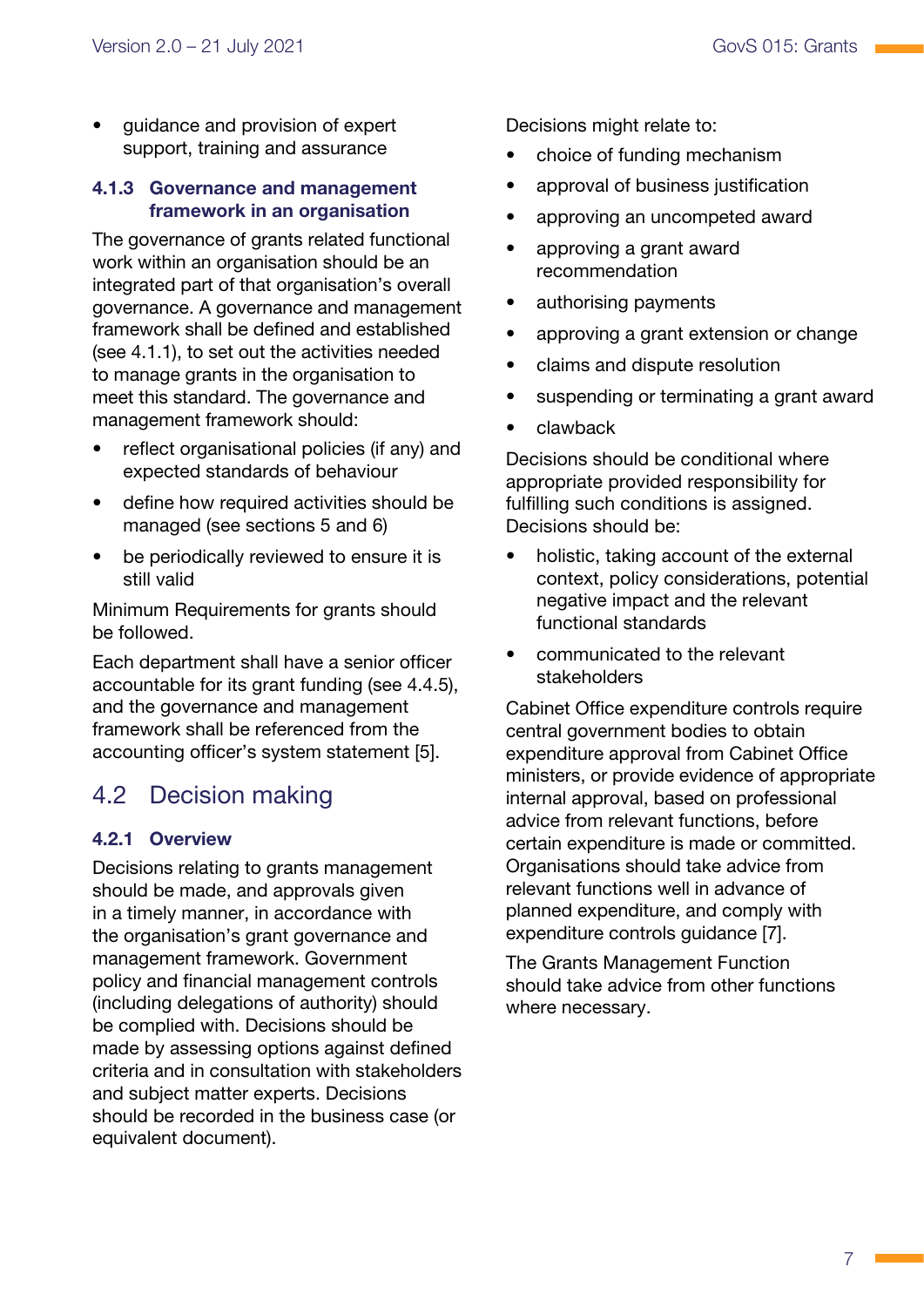- guidance and provision of expert support, training and assurance

#### 4.1.3 Governance and management framework in an organisation

The governance of grants related functional work within an organisation should be an integrated part of that organisation's overall governance. A governance and management framework shall be defined and established (see 4.1.1), to set out the activities needed to manage grants in the organisation to meet this standard. The governance and management framework should:

- reflect organisational policies (if any) and expected standards of behaviour
- define how required activities should be managed (see sections 5 and 6)
- be periodically reviewed to ensure it is still valid

Minimum Requirements for grants should be followed.

Each department shall have a senior officer accountable for its grant funding (see 4.4.5), and the governance and management framework shall be referenced from the accounting officer's system statement [5].

## 4.2 Decision making

#### 4.2.1 Overview

Decisions relating to grants management should be made, and approvals given in a timely manner, in accordance with the organisation's grant governance and management framework. Government policy and financial management controls (including delegations of authority) should be complied with. Decisions should be made by assessing options against defined criteria and in consultation with stakeholders and subject matter experts. Decisions should be recorded in the business case (or equivalent document).

Decisions might relate to:

- choice of funding mechanism
- approval of business justification
- approving an uncompeted award
- approving a grant award recommendation
- authorising payments
- approving a grant extension or change
- claims and dispute resolution
- suspending or terminating a grant award
- clawback

Decisions should be conditional where appropriate provided responsibility for fulfilling such conditions is assigned. Decisions should be:

- holistic, taking account of the external context, policy considerations, potential negative impact and the relevant functional standards
- communicated to the relevant stakeholders

Cabinet Office expenditure controls require central government bodies to obtain expenditure approval from Cabinet Office ministers, or provide evidence of appropriate internal approval, based on professional advice from relevant functions, before certain expenditure is made or committed. Organisations should take advice from relevant functions well in advance of planned expenditure, and comply with expenditure controls guidance [7].

The Grants Management Function should take advice from other functions where necessary.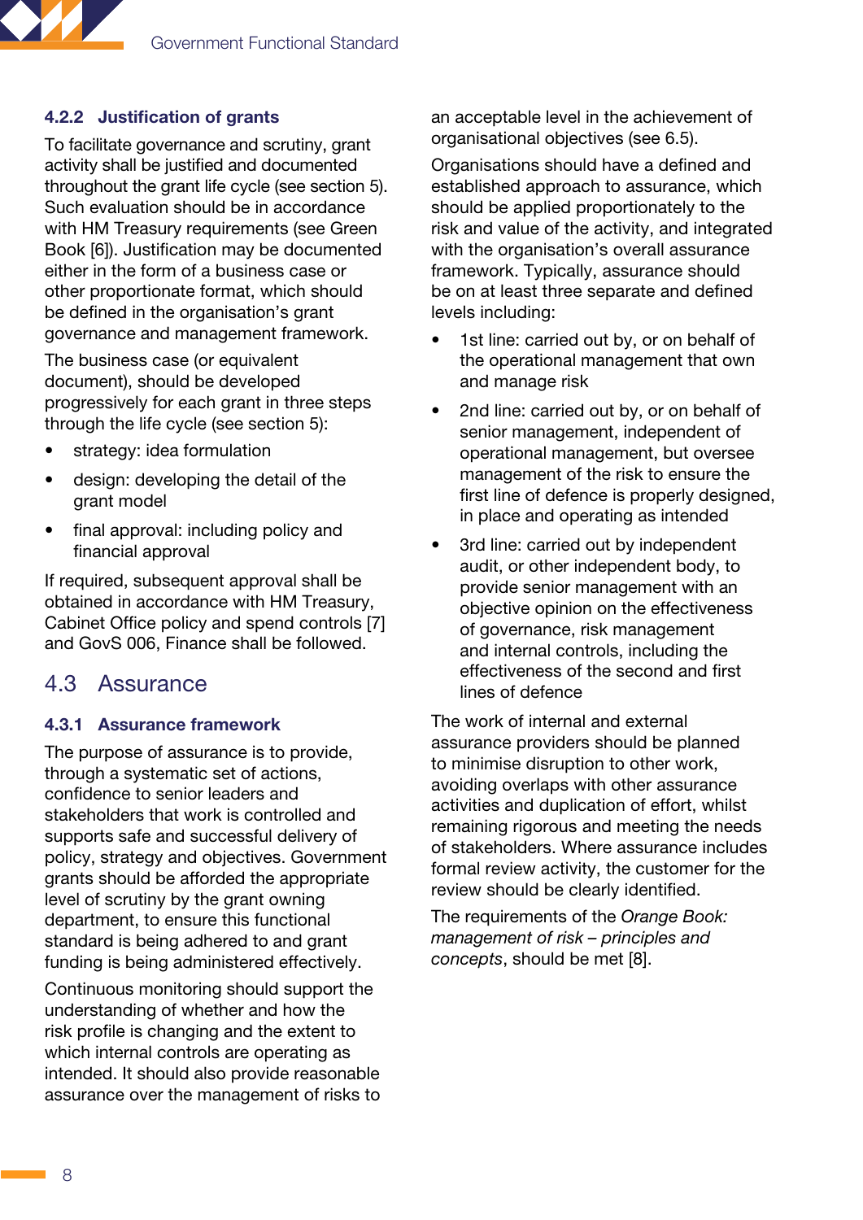#### 4.2.2 Justification of grants

To facilitate governance and scrutiny, grant activity shall be justified and documented throughout the grant life cycle (see section 5). Such evaluation should be in accordance with HM Treasury requirements (see Green Book [6]). Justification may be documented either in the form of a business case or other proportionate format, which should be defined in the organisation's grant governance and management framework.

The business case (or equivalent document), should be developed progressively for each grant in three steps through the life cycle (see section 5):

- strategy: idea formulation
- design: developing the detail of the grant model
- final approval: including policy and financial approval

If required, subsequent approval shall be obtained in accordance with HM Treasury, Cabinet Office policy and spend controls [7] and GovS 006, Finance shall be followed.

## 4.3 Assurance

#### 4.3.1 Assurance framework

The purpose of assurance is to provide, through a systematic set of actions, confidence to senior leaders and stakeholders that work is controlled and supports safe and successful delivery of policy, strategy and objectives. Government grants should be afforded the appropriate level of scrutiny by the grant owning department, to ensure this functional standard is being adhered to and grant funding is being administered effectively.

Continuous monitoring should support the understanding of whether and how the risk profile is changing and the extent to which internal controls are operating as intended. It should also provide reasonable assurance over the management of risks to an acceptable level in the achievement of organisational objectives (see 6.5).

Organisations should have a defined and established approach to assurance, which should be applied proportionately to the risk and value of the activity, and integrated with the organisation's overall assurance framework. Typically, assurance should be on at least three separate and defined levels including:

- 1st line: carried out by, or on behalf of the operational management that own and manage risk
- 2nd line: carried out by, or on behalf of senior management, independent of operational management, but oversee management of the risk to ensure the first line of defence is properly designed, in place and operating as intended
- 3rd line: carried out by independent audit, or other independent body, to provide senior management with an objective opinion on the effectiveness of governance, risk management and internal controls, including the effectiveness of the second and first lines of defence

The work of internal and external assurance providers should be planned to minimise disruption to other work, avoiding overlaps with other assurance activities and duplication of effort, whilst remaining rigorous and meeting the needs of stakeholders. Where assurance includes formal review activity, the customer for the review should be clearly identified.

The requirements of the *Orange Book: management of risk – principles and concepts*, should be met [8].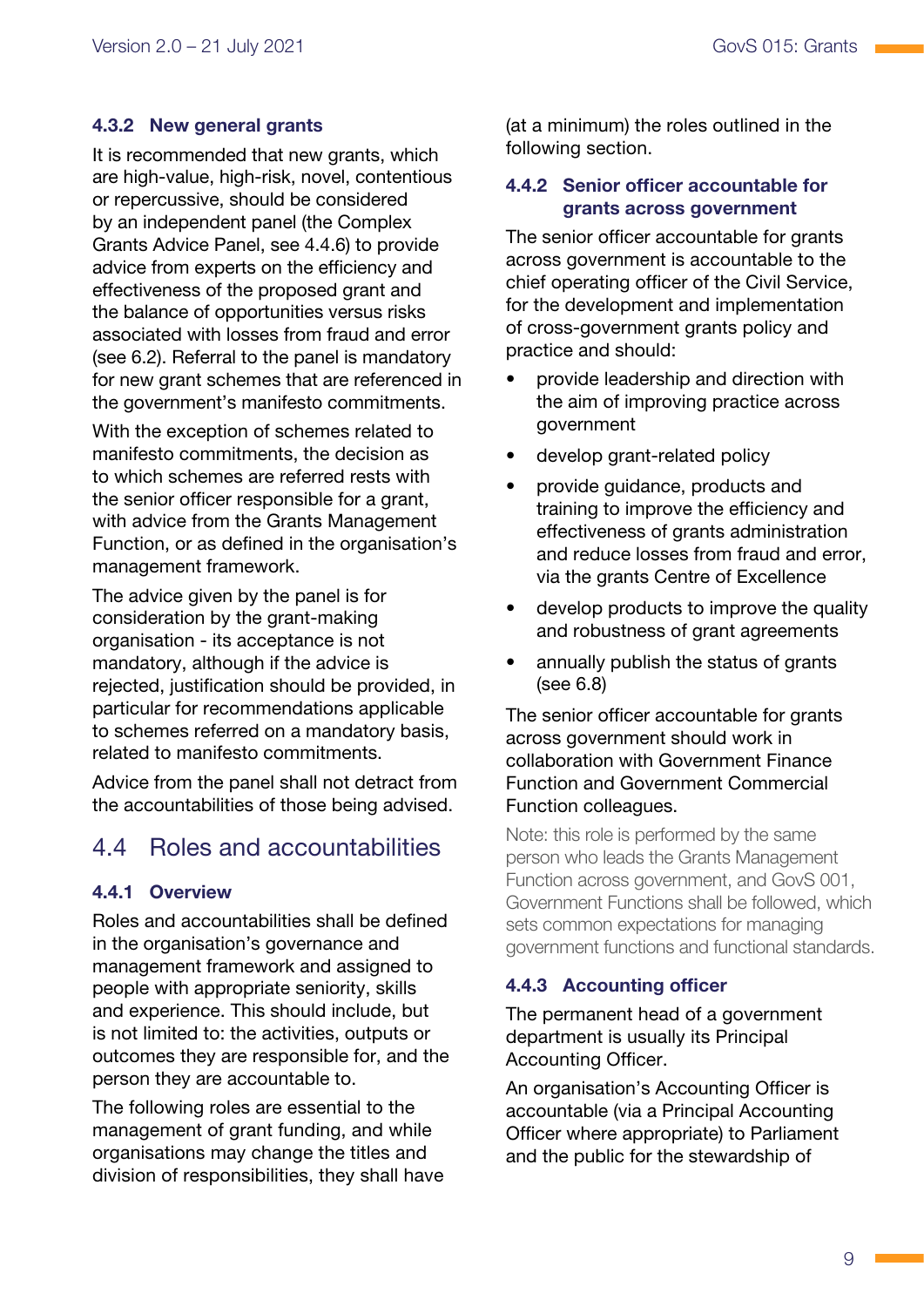### 4.3.2 New general grants

It is recommended that new grants, which are high-value, high-risk, novel, contentious or repercussive, should be considered by an independent panel (the Complex Grants Advice Panel, see 4.4.6) to provide advice from experts on the efficiency and effectiveness of the proposed grant and the balance of opportunities versus risks associated with losses from fraud and error (see 6.2). Referral to the panel is mandatory for new grant schemes that are referenced in the government's manifesto commitments.

With the exception of schemes related to manifesto commitments, the decision as to which schemes are referred rests with the senior officer responsible for a grant, with advice from the Grants Management Function, or as defined in the organisation's management framework.

The advice given by the panel is for consideration by the grant-making organisation - its acceptance is not mandatory, although if the advice is rejected, justification should be provided, in particular for recommendations applicable to schemes referred on a mandatory basis, related to manifesto commitments.

Advice from the panel shall not detract from the accountabilities of those being advised.

## 4.4 Roles and accountabilities

### 4.4.1 Overview

Roles and accountabilities shall be defined in the organisation's governance and management framework and assigned to people with appropriate seniority, skills and experience. This should include, but is not limited to: the activities, outputs or outcomes they are responsible for, and the person they are accountable to.

The following roles are essential to the management of grant funding, and while organisations may change the titles and division of responsibilities, they shall have (at a minimum) the roles outlined in the following section.

### 4.4.2 Senior officer accountable for grants across government

The senior officer accountable for grants across government is accountable to the chief operating officer of the Civil Service, for the development and implementation of cross-government grants policy and practice and should:

- provide leadership and direction with the aim of improving practice across government
- develop grant-related policy
- provide guidance, products and training to improve the efficiency and effectiveness of grants administration and reduce losses from fraud and error, via the grants Centre of Excellence
- develop products to improve the quality and robustness of grant agreements
- annually publish the status of grants (see 6.8)

The senior officer accountable for grants across government should work in collaboration with Government Finance Function and Government Commercial Function colleagues.

Note: this role is performed by the same person who leads the Grants Management Function across government, and GovS 001, Government Functions shall be followed, which sets common expectations for managing government functions and functional standards.

### 4.4.3 Accounting officer

The permanent head of a government department is usually its Principal Accounting Officer.

An organisation's Accounting Officer is accountable (via a Principal Accounting Officer where appropriate) to Parliament and the public for the stewardship of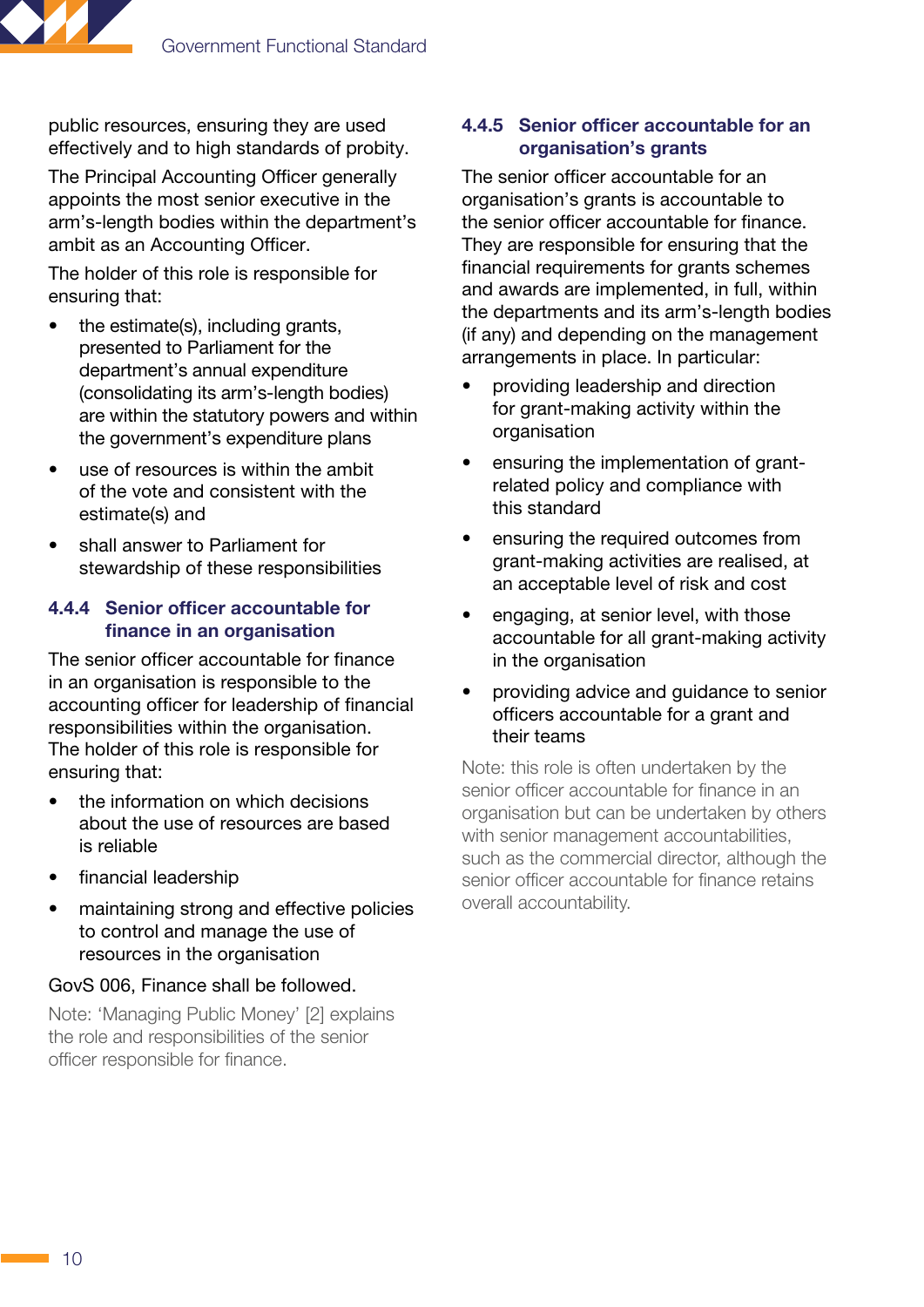public resources, ensuring they are used effectively and to high standards of probity.

The Principal Accounting Officer generally appoints the most senior executive in the arm's-length bodies within the department's ambit as an Accounting Officer.

The holder of this role is responsible for ensuring that:

- the estimate(s), including grants, presented to Parliament for the department's annual expenditure (consolidating its arm's-length bodies) are within the statutory powers and within the government's expenditure plans
- use of resources is within the ambit of the vote and consistent with the estimate(s) and
- shall answer to Parliament for stewardship of these responsibilities

### 4.4.4 Senior officer accountable for finance in an organisation

The senior officer accountable for finance in an organisation is responsible to the accounting officer for leadership of financial responsibilities within the organisation. The holder of this role is responsible for ensuring that:

- the information on which decisions about the use of resources are based is reliable
- financial leadership
- maintaining strong and effective policies to control and manage the use of resources in the organisation

GovS 006, Finance shall be followed.

Note: 'Managing Public Money' [2] explains the role and responsibilities of the senior officer responsible for finance.

### 4.4.5 Senior officer accountable for an organisation's grants

The senior officer accountable for an organisation's grants is accountable to the senior officer accountable for finance. They are responsible for ensuring that the financial requirements for grants schemes and awards are implemented, in full, within the departments and its arm's-length bodies (if any) and depending on the management arrangements in place. In particular:

- providing leadership and direction for grant-making activity within the organisation
- ensuring the implementation of grant-related policy and compliance with this standard
- ensuring the required outcomes from grant-making activities are realised, at an acceptable level of risk and cost
- engaging, at senior level, with those accountable for all grant-making activity in the organisation
- providing advice and guidance to senior officers accountable for a grant and their teams

Note: this role is often undertaken by the senior officer accountable for finance in an organisation but can be undertaken by others with senior management accountabilities, such as the commercial director, although the senior officer accountable for finance retains overall accountability.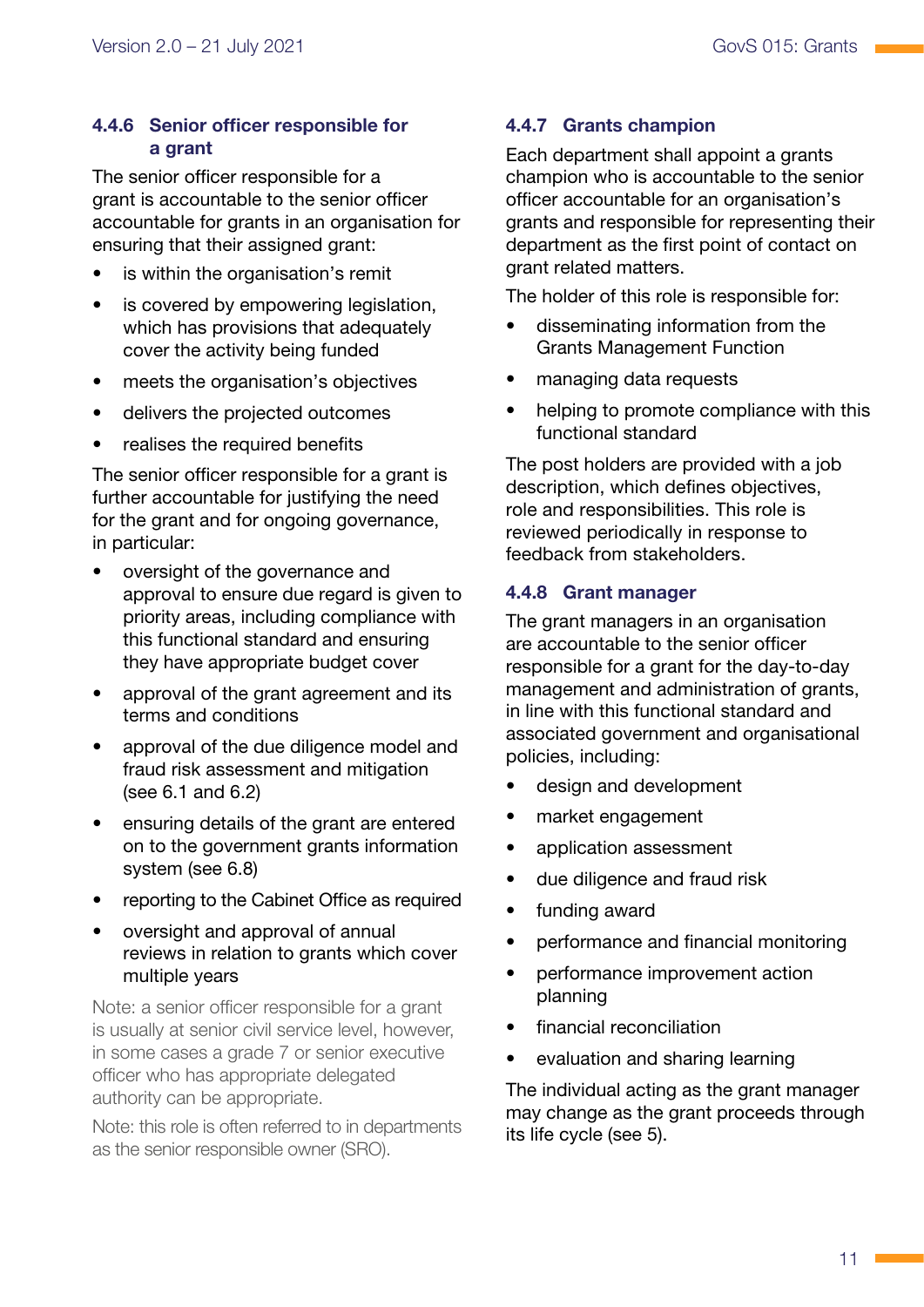#### 4.4.6 Senior officer responsible for a grant

The senior officer responsible for a grant is accountable to the senior officer accountable for grants in an organisation for ensuring that their assigned grant:

- is within the organisation's remit
- is covered by empowering legislation, which has provisions that adequately cover the activity being funded
- meets the organisation's objectives
- delivers the projected outcomes
- realises the required benefits

The senior officer responsible for a grant is further accountable for justifying the need for the grant and for ongoing governance, in particular:

- oversight of the governance and approval to ensure due regard is given to priority areas, including compliance with this functional standard and ensuring they have appropriate budget cover
- approval of the grant agreement and its terms and conditions
- approval of the due diligence model and fraud risk assessment and mitigation (see 6.1 and 6.2)
- ensuring details of the grant are entered on to the government grants information system (see 6.8)
- reporting to the Cabinet Office as required
- oversight and approval of annual reviews in relation to grants which cover multiple years

Note: a senior officer responsible for a grant is usually at senior civil service level, however, in some cases a grade 7 or senior executive officer who has appropriate delegated authority can be appropriate.

Note: this role is often referred to in departments as the senior responsible owner (SRO).

#### 4.4.7 Grants champion

Each department shall appoint a grants champion who is accountable to the senior officer accountable for an organisation's grants and responsible for representing their department as the first point of contact on grant related matters.

The holder of this role is responsible for:

- disseminating information from the Grants Management Function
- managing data requests
- helping to promote compliance with this functional standard

The post holders are provided with a job description, which defines objectives, role and responsibilities. This role is reviewed periodically in response to feedback from stakeholders.

#### 4.4.8 Grant manager

The grant managers in an organisation are accountable to the senior officer responsible for a grant for the day-to-day management and administration of grants, in line with this functional standard and associated government and organisational policies, including:

- design and development
- market engagement
- application assessment
- due diligence and fraud risk
- funding award
- performance and financial monitoring
- performance improvement action planning
- financial reconciliation
- evaluation and sharing learning

The individual acting as the grant manager may change as the grant proceeds through its life cycle (see 5).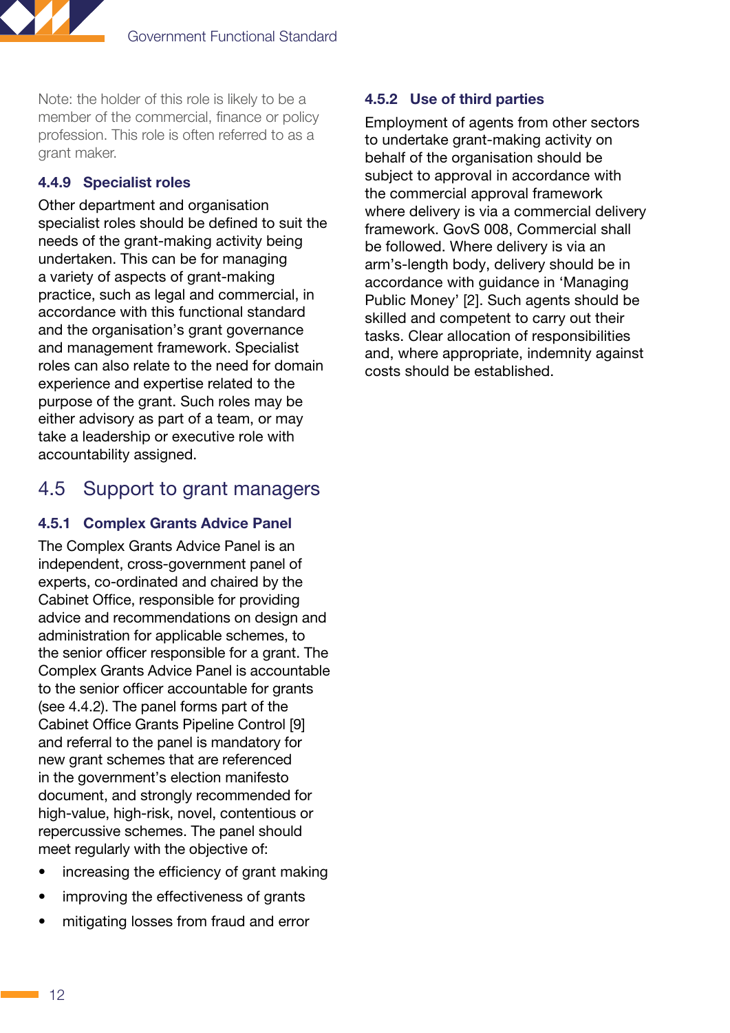Note: the holder of this role is likely to be a member of the commercial, finance or policy profession. This role is often referred to as a grant maker.

### 4.4.9 Specialist roles

Other department and organisation specialist roles should be defined to suit the needs of the grant-making activity being undertaken. This can be for managing a variety of aspects of grant-making practice, such as legal and commercial, in accordance with this functional standard and the organisation's grant governance and management framework. Specialist roles can also relate to the need for domain experience and expertise related to the purpose of the grant. Such roles may be either advisory as part of a team, or may take a leadership or executive role with accountability assigned.

## 4.5 Support to grant managers

### 4.5.1 Complex Grants Advice Panel

The Complex Grants Advice Panel is an independent, cross-government panel of experts, co-ordinated and chaired by the Cabinet Office, responsible for providing advice and recommendations on design and administration for applicable schemes, to the senior officer responsible for a grant. The Complex Grants Advice Panel is accountable to the senior officer accountable for grants (see 4.4.2). The panel forms part of the Cabinet Office Grants Pipeline Control [9] and referral to the panel is mandatory for new grant schemes that are referenced in the government's election manifesto document, and strongly recommended for high-value, high-risk, novel, contentious or repercussive schemes. The panel should meet regularly with the objective of:

- increasing the efficiency of grant making
- improving the effectiveness of grants
- mitigating losses from fraud and error

### 4.5.2 Use of third parties

Employment of agents from other sectors to undertake grant-making activity on behalf of the organisation should be subject to approval in accordance with the commercial approval framework where delivery is via a commercial delivery framework. GovS 008, Commercial shall be followed. Where delivery is via an arm's-length body, delivery should be in accordance with guidance in 'Managing Public Money' [2]. Such agents should be skilled and competent to carry out their tasks. Clear allocation of responsibilities and, where appropriate, indemnity against costs should be established.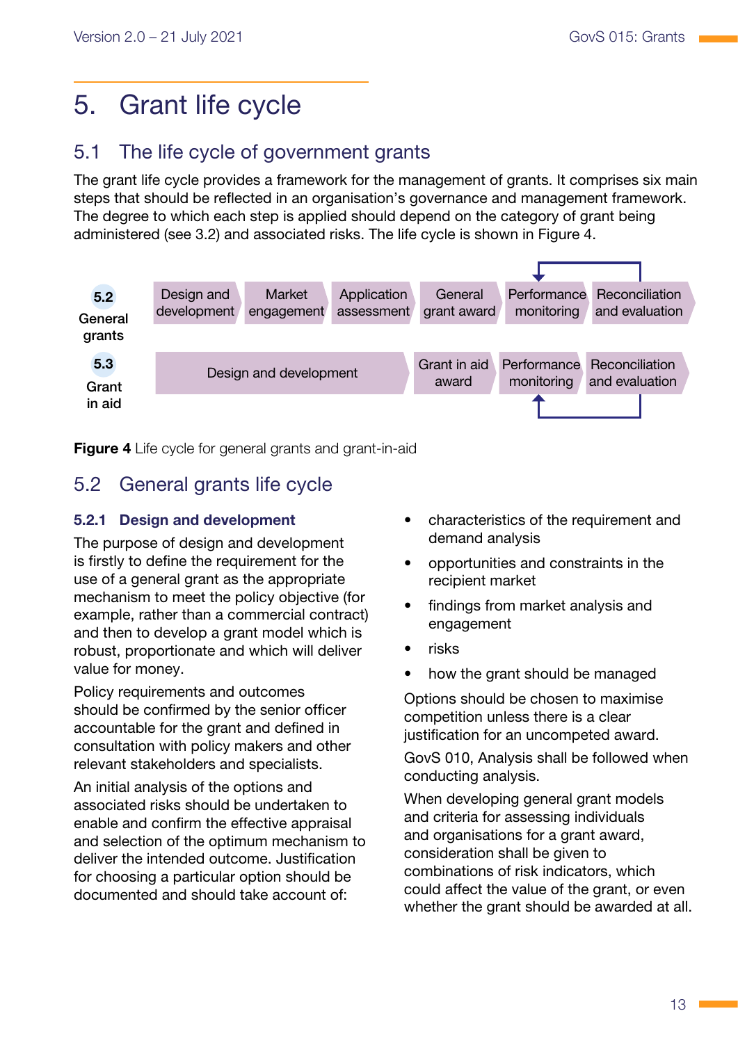# 5. Grant life cycle

## 5.1 The life cycle of government grants

The grant life cycle provides a framework for the management of grants. It comprises six main steps that should be reflected in an organisation's governance and management framework. The degree to which each step is applied should depend on the category of grant being administered (see 3.2) and associated risks. The life cycle is shown in Figure 4.

| | | | | | | |
|---|---|---|---|---|---|---|
| **5.2** General grants | Design and development | Market engagement | Application assessment | General grant award | Performance monitoring | Reconciliation and evaluation |
| **5.3** Grant in aid | Design and development | | | Grant in aid award | Performance monitoring | Reconciliation and evaluation |

**Figure 4** Life cycle for general grants and grant-in-aid

## 5.2 General grants life cycle

### 5.2.1 Design and development

The purpose of design and development is firstly to define the requirement for the use of a general grant as the appropriate mechanism to meet the policy objective (for example, rather than a commercial contract) and then to develop a grant model which is robust, proportionate and which will deliver value for money.

Policy requirements and outcomes should be confirmed by the senior officer accountable for the grant and defined in consultation with policy makers and other relevant stakeholders and specialists.

An initial analysis of the options and associated risks should be undertaken to enable and confirm the effective appraisal and selection of the optimum mechanism to deliver the intended outcome. Justification for choosing a particular option should be documented and should take account of:

- characteristics of the requirement and demand analysis
- opportunities and constraints in the recipient market
- findings from market analysis and engagement
- risks
- how the grant should be managed

Options should be chosen to maximise competition unless there is a clear justification for an uncompeted award.

GovS 010, Analysis shall be followed when conducting analysis.

When developing general grant models and criteria for assessing individuals and organisations for a grant award, consideration shall be given to combinations of risk indicators, which could affect the value of the grant, or even whether the grant should be awarded at all.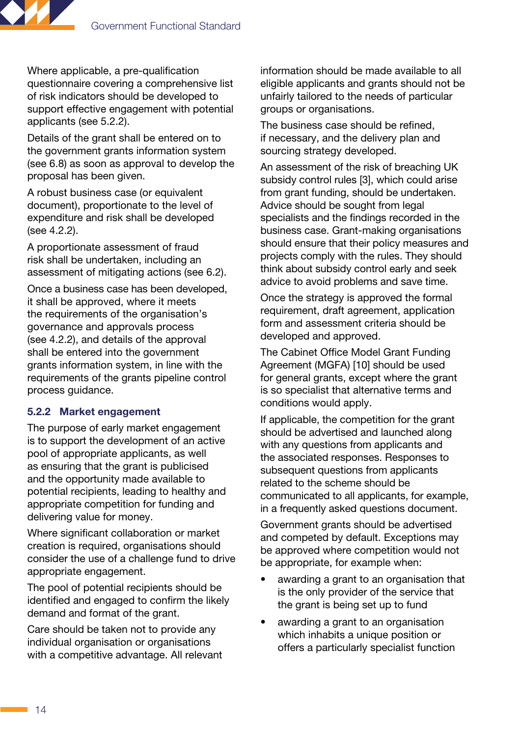Where applicable, a pre-qualification questionnaire covering a comprehensive list of risk indicators should be developed to support effective engagement with potential applicants (see 5.2.2).

Details of the grant shall be entered on to the government grants information system (see 6.8) as soon as approval to develop the proposal has been given.

A robust business case (or equivalent document), proportionate to the level of expenditure and risk shall be developed (see 4.2.2).

A proportionate assessment of fraud risk shall be undertaken, including an assessment of mitigating actions (see 6.2).

Once a business case has been developed, it shall be approved, where it meets the requirements of the organisation's governance and approvals process (see 4.2.2), and details of the approval shall be entered into the government grants information system, in line with the requirements of the grants pipeline control process guidance.

### 5.2.2 Market engagement

The purpose of early market engagement is to support the development of an active pool of appropriate applicants, as well as ensuring that the grant is publicised and the opportunity made available to potential recipients, leading to healthy and appropriate competition for funding and delivering value for money.

Where significant collaboration or market creation is required, organisations should consider the use of a challenge fund to drive appropriate engagement.

The pool of potential recipients should be identified and engaged to confirm the likely demand and format of the grant.

Care should be taken not to provide any individual organisation or organisations with a competitive advantage. All relevant information should be made available to all eligible applicants and grants should not be unfairly tailored to the needs of particular groups or organisations.

The business case should be refined, if necessary, and the delivery plan and sourcing strategy developed.

An assessment of the risk of breaching UK subsidy control rules [3], which could arise from grant funding, should be undertaken. Advice should be sought from legal specialists and the findings recorded in the business case. Grant-making organisations should ensure that their policy measures and projects comply with the rules. They should think about subsidy control early and seek advice to avoid problems and save time.

Once the strategy is approved the formal requirement, draft agreement, application form and assessment criteria should be developed and approved.

The Cabinet Office Model Grant Funding Agreement (MGFA) [10] should be used for general grants, except where the grant is so specialist that alternative terms and conditions would apply.

If applicable, the competition for the grant should be advertised and launched along with any questions from applicants and the associated responses. Responses to subsequent questions from applicants related to the scheme should be communicated to all applicants, for example, in a frequently asked questions document.

Government grants should be advertised and competed by default. Exceptions may be approved where competition would not be appropriate, for example when:

- awarding a grant to an organisation that is the only provider of the service that the grant is being set up to fund
- awarding a grant to an organisation which inhabits a unique position or offers a particularly specialist function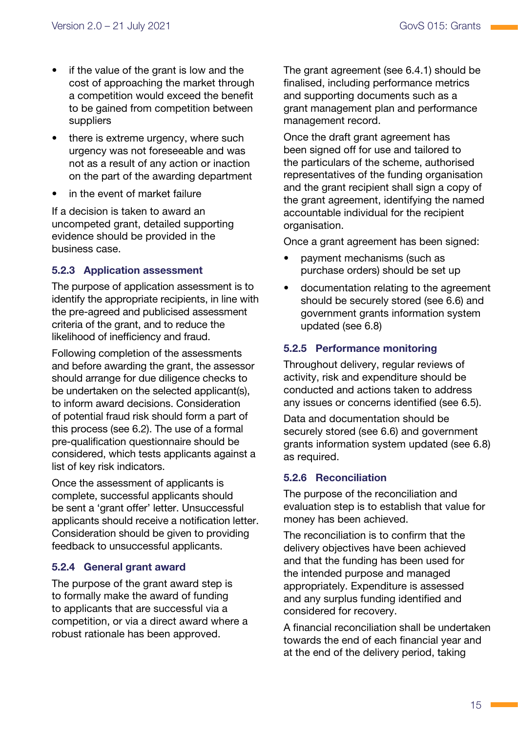- if the value of the grant is low and the cost of approaching the market through a competition would exceed the benefit to be gained from competition between suppliers
- there is extreme urgency, where such urgency was not foreseeable and was not as a result of any action or inaction on the part of the awarding department
- in the event of market failure

If a decision is taken to award an uncompeted grant, detailed supporting evidence should be provided in the business case.

### 5.2.3 Application assessment

The purpose of application assessment is to identify the appropriate recipients, in line with the pre-agreed and publicised assessment criteria of the grant, and to reduce the likelihood of inefficiency and fraud.

Following completion of the assessments and before awarding the grant, the assessor should arrange for due diligence checks to be undertaken on the selected applicant(s), to inform award decisions. Consideration of potential fraud risk should form a part of this process (see 6.2). The use of a formal pre-qualification questionnaire should be considered, which tests applicants against a list of key risk indicators.

Once the assessment of applicants is complete, successful applicants should be sent a 'grant offer' letter. Unsuccessful applicants should receive a notification letter. Consideration should be given to providing feedback to unsuccessful applicants.

### 5.2.4 General grant award

The purpose of the grant award step is to formally make the award of funding to applicants that are successful via a competition, or via a direct award where a robust rationale has been approved.

The grant agreement (see 6.4.1) should be finalised, including performance metrics and supporting documents such as a grant management plan and performance management record.

Once the draft grant agreement has been signed off for use and tailored to the particulars of the scheme, authorised representatives of the funding organisation and the grant recipient shall sign a copy of the grant agreement, identifying the named accountable individual for the recipient organisation.

Once a grant agreement has been signed:

- payment mechanisms (such as purchase orders) should be set up
- documentation relating to the agreement should be securely stored (see 6.6) and government grants information system updated (see 6.8)

### 5.2.5 Performance monitoring

Throughout delivery, regular reviews of activity, risk and expenditure should be conducted and actions taken to address any issues or concerns identified (see 6.5).

Data and documentation should be securely stored (see 6.6) and government grants information system updated (see 6.8) as required.

### 5.2.6 Reconciliation

The purpose of the reconciliation and evaluation step is to establish that value for money has been achieved.

The reconciliation is to confirm that the delivery objectives have been achieved and that the funding has been used for the intended purpose and managed appropriately. Expenditure is assessed and any surplus funding identified and considered for recovery.

A financial reconciliation shall be undertaken towards the end of each financial year and at the end of the delivery period, taking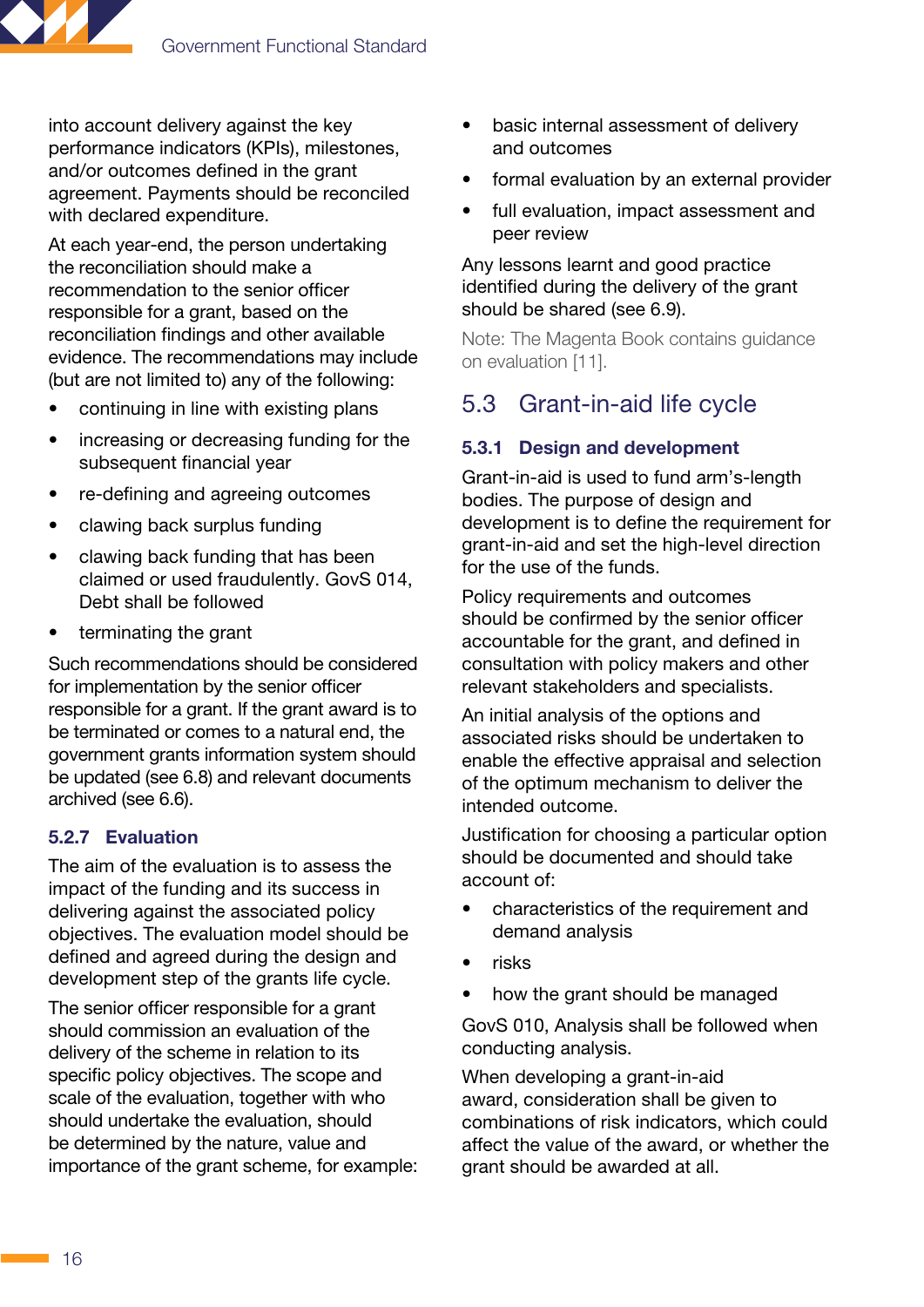into account delivery against the key performance indicators (KPIs), milestones, and/or outcomes defined in the grant agreement. Payments should be reconciled with declared expenditure.

At each year-end, the person undertaking the reconciliation should make a recommendation to the senior officer responsible for a grant, based on the reconciliation findings and other available evidence. The recommendations may include (but are not limited to) any of the following:

- continuing in line with existing plans
- increasing or decreasing funding for the subsequent financial year
- re-defining and agreeing outcomes
- clawing back surplus funding
- clawing back funding that has been claimed or used fraudulently. GovS 014, Debt shall be followed
- terminating the grant

Such recommendations should be considered for implementation by the senior officer responsible for a grant. If the grant award is to be terminated or comes to a natural end, the government grants information system should be updated (see 6.8) and relevant documents archived (see 6.6).

### 5.2.7 Evaluation

The aim of the evaluation is to assess the impact of the funding and its success in delivering against the associated policy objectives. The evaluation model should be defined and agreed during the design and development step of the grants life cycle.

The senior officer responsible for a grant should commission an evaluation of the delivery of the scheme in relation to its specific policy objectives. The scope and scale of the evaluation, together with who should undertake the evaluation, should be determined by the nature, value and importance of the grant scheme, for example:

- basic internal assessment of delivery and outcomes
- formal evaluation by an external provider
- full evaluation, impact assessment and peer review

Any lessons learnt and good practice identified during the delivery of the grant should be shared (see 6.9).

Note: The Magenta Book contains guidance on evaluation [11].

## 5.3 Grant-in-aid life cycle

### 5.3.1 Design and development

Grant-in-aid is used to fund arm's-length bodies. The purpose of design and development is to define the requirement for grant-in-aid and set the high-level direction for the use of the funds.

Policy requirements and outcomes should be confirmed by the senior officer accountable for the grant, and defined in consultation with policy makers and other relevant stakeholders and specialists.

An initial analysis of the options and associated risks should be undertaken to enable the effective appraisal and selection of the optimum mechanism to deliver the intended outcome.

Justification for choosing a particular option should be documented and should take account of:

- characteristics of the requirement and demand analysis
- risks
- how the grant should be managed

GovS 010, Analysis shall be followed when conducting analysis.

When developing a grant-in-aid award, consideration shall be given to combinations of risk indicators, which could affect the value of the award, or whether the grant should be awarded at all.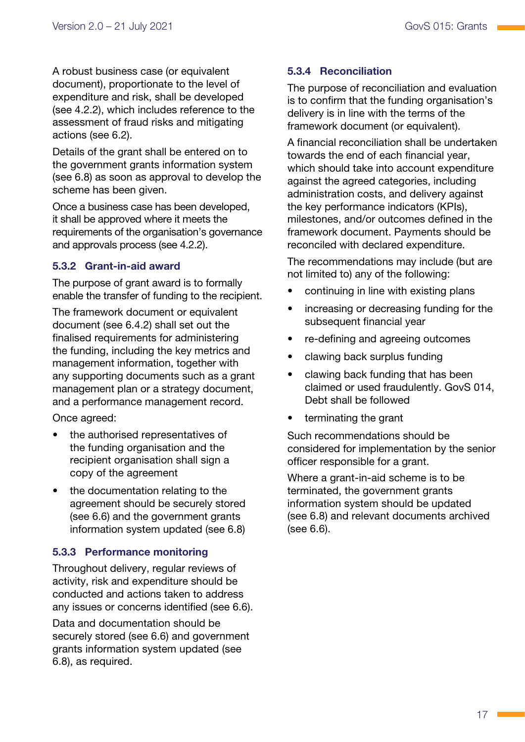A robust business case (or equivalent document), proportionate to the level of expenditure and risk, shall be developed (see 4.2.2), which includes reference to the assessment of fraud risks and mitigating actions (see 6.2).

Details of the grant shall be entered on to the government grants information system (see 6.8) as soon as approval to develop the scheme has been given.

Once a business case has been developed, it shall be approved where it meets the requirements of the organisation's governance and approvals process (see 4.2.2).

### 5.3.2 Grant-in-aid award

The purpose of grant award is to formally enable the transfer of funding to the recipient.

The framework document or equivalent document (see 6.4.2) shall set out the finalised requirements for administering the funding, including the key metrics and management information, together with any supporting documents such as a grant management plan or a strategy document, and a performance management record.

Once agreed:

- the authorised representatives of the funding organisation and the recipient organisation shall sign a copy of the agreement
- the documentation relating to the agreement should be securely stored (see 6.6) and the government grants information system updated (see 6.8)

### 5.3.3 Performance monitoring

Throughout delivery, regular reviews of activity, risk and expenditure should be conducted and actions taken to address any issues or concerns identified (see 6.6).

Data and documentation should be securely stored (see 6.6) and government grants information system updated (see 6.8), as required.

### 5.3.4 Reconciliation

The purpose of reconciliation and evaluation is to confirm that the funding organisation's delivery is in line with the terms of the framework document (or equivalent).

A financial reconciliation shall be undertaken towards the end of each financial year, which should take into account expenditure against the agreed categories, including administration costs, and delivery against the key performance indicators (KPIs), milestones, and/or outcomes defined in the framework document. Payments should be reconciled with declared expenditure.

The recommendations may include (but are not limited to) any of the following:

- continuing in line with existing plans
- increasing or decreasing funding for the subsequent financial year
- re-defining and agreeing outcomes
- clawing back surplus funding
- clawing back funding that has been claimed or used fraudulently. GovS 014, Debt shall be followed
- terminating the grant

Such recommendations should be considered for implementation by the senior officer responsible for a grant.

Where a grant-in-aid scheme is to be terminated, the government grants information system should be updated (see 6.8) and relevant documents archived (see 6.6).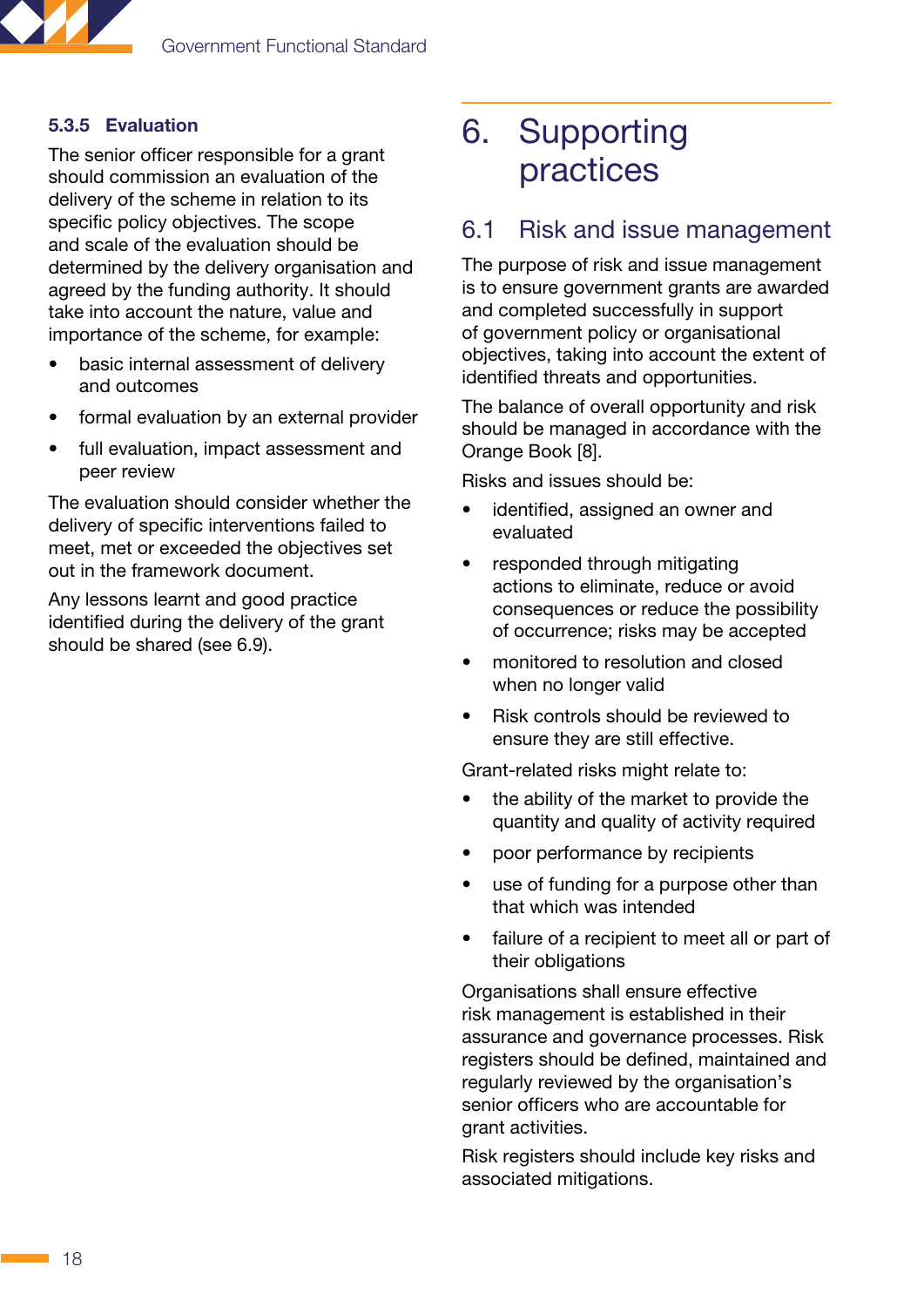#### 5.3.5 Evaluation

The senior officer responsible for a grant should commission an evaluation of the delivery of the scheme in relation to its specific policy objectives. The scope and scale of the evaluation should be determined by the delivery organisation and agreed by the funding authority. It should take into account the nature, value and importance of the scheme, for example:

- basic internal assessment of delivery and outcomes
- formal evaluation by an external provider
- full evaluation, impact assessment and peer review

The evaluation should consider whether the delivery of specific interventions failed to meet, met or exceeded the objectives set out in the framework document.

Any lessons learnt and good practice identified during the delivery of the grant should be shared (see 6.9).

# 6. Supporting practices

## 6.1 Risk and issue management

The purpose of risk and issue management is to ensure government grants are awarded and completed successfully in support of government policy or organisational objectives, taking into account the extent of identified threats and opportunities.

The balance of overall opportunity and risk should be managed in accordance with the Orange Book [8].

Risks and issues should be:

- identified, assigned an owner and evaluated
- responded through mitigating actions to eliminate, reduce or avoid consequences or reduce the possibility of occurrence; risks may be accepted
- monitored to resolution and closed when no longer valid
- Risk controls should be reviewed to ensure they are still effective.

Grant-related risks might relate to:

- the ability of the market to provide the quantity and quality of activity required
- poor performance by recipients
- use of funding for a purpose other than that which was intended
- failure of a recipient to meet all or part of their obligations

Organisations shall ensure effective risk management is established in their assurance and governance processes. Risk registers should be defined, maintained and regularly reviewed by the organisation's senior officers who are accountable for grant activities.

Risk registers should include key risks and associated mitigations.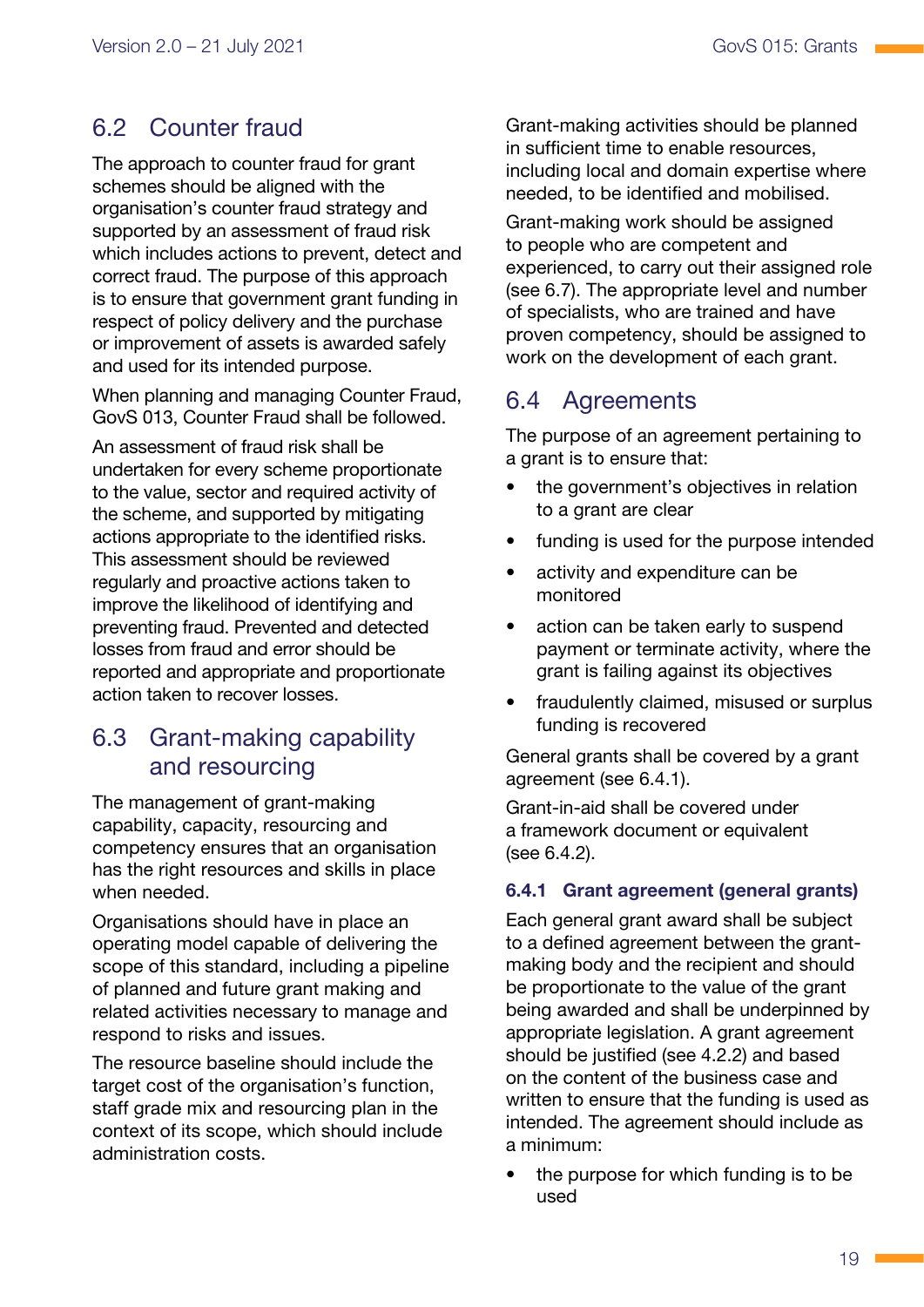## 6.2 Counter fraud

The approach to counter fraud for grant schemes should be aligned with the organisation's counter fraud strategy and supported by an assessment of fraud risk which includes actions to prevent, detect and correct fraud. The purpose of this approach is to ensure that government grant funding in respect of policy delivery and the purchase or improvement of assets is awarded safely and used for its intended purpose.

When planning and managing Counter Fraud, GovS 013, Counter Fraud shall be followed.

An assessment of fraud risk shall be undertaken for every scheme proportionate to the value, sector and required activity of the scheme, and supported by mitigating actions appropriate to the identified risks. This assessment should be reviewed regularly and proactive actions taken to improve the likelihood of identifying and preventing fraud. Prevented and detected losses from fraud and error should be reported and appropriate and proportionate action taken to recover losses.

## 6.3 Grant-making capability and resourcing

The management of grant-making capability, capacity, resourcing and competency ensures that an organisation has the right resources and skills in place when needed.

Organisations should have in place an operating model capable of delivering the scope of this standard, including a pipeline of planned and future grant making and related activities necessary to manage and respond to risks and issues.

The resource baseline should include the target cost of the organisation's function, staff grade mix and resourcing plan in the context of its scope, which should include administration costs.

Grant-making activities should be planned in sufficient time to enable resources, including local and domain expertise where needed, to be identified and mobilised.

Grant-making work should be assigned to people who are competent and experienced, to carry out their assigned role (see 6.7). The appropriate level and number of specialists, who are trained and have proven competency, should be assigned to work on the development of each grant.

## 6.4 Agreements

The purpose of an agreement pertaining to a grant is to ensure that:

- the government's objectives in relation to a grant are clear
- funding is used for the purpose intended
- activity and expenditure can be monitored
- action can be taken early to suspend payment or terminate activity, where the grant is failing against its objectives
- fraudulently claimed, misused or surplus funding is recovered

General grants shall be covered by a grant agreement (see 6.4.1).

Grant-in-aid shall be covered under a framework document or equivalent (see 6.4.2).

### 6.4.1 Grant agreement (general grants)

Each general grant award shall be subject to a defined agreement between the grant-making body and the recipient and should be proportionate to the value of the grant being awarded and shall be underpinned by appropriate legislation. A grant agreement should be justified (see 4.2.2) and based on the content of the business case and written to ensure that the funding is used as intended. The agreement should include as a minimum:

- the purpose for which funding is to be used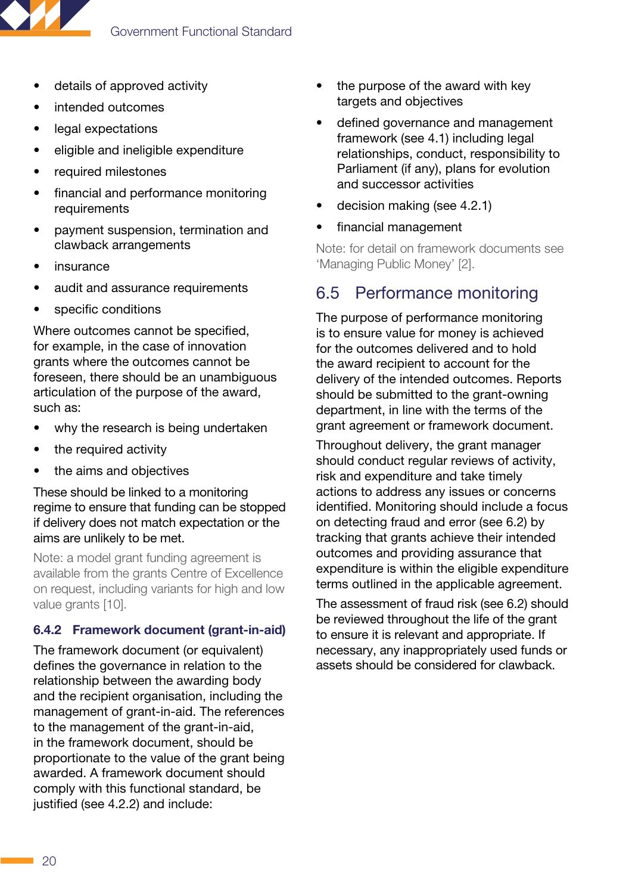- details of approved activity
- intended outcomes
- legal expectations
- eligible and ineligible expenditure
- required milestones
- financial and performance monitoring requirements
- payment suspension, termination and clawback arrangements
- insurance
- audit and assurance requirements
- specific conditions

Where outcomes cannot be specified, for example, in the case of innovation grants where the outcomes cannot be foreseen, there should be an unambiguous articulation of the purpose of the award, such as:

- why the research is being undertaken
- the required activity
- the aims and objectives

These should be linked to a monitoring regime to ensure that funding can be stopped if delivery does not match expectation or the aims are unlikely to be met.

Note: a model grant funding agreement is available from the grants Centre of Excellence on request, including variants for high and low value grants [10].

#### 6.4.2 Framework document (grant-in-aid)

The framework document (or equivalent) defines the governance in relation to the relationship between the awarding body and the recipient organisation, including the management of grant-in-aid. The references to the management of the grant-in-aid, in the framework document, should be proportionate to the value of the grant being awarded. A framework document should comply with this functional standard, be justified (see 4.2.2) and include:

- the purpose of the award with key targets and objectives
- defined governance and management framework (see 4.1) including legal relationships, conduct, responsibility to Parliament (if any), plans for evolution and successor activities
- decision making (see 4.2.1)
- financial management

Note: for detail on framework documents see 'Managing Public Money' [2].

## 6.5 Performance monitoring

The purpose of performance monitoring is to ensure value for money is achieved for the outcomes delivered and to hold the award recipient to account for the delivery of the intended outcomes. Reports should be submitted to the grant-owning department, in line with the terms of the grant agreement or framework document.

Throughout delivery, the grant manager should conduct regular reviews of activity, risk and expenditure and take timely actions to address any issues or concerns identified. Monitoring should include a focus on detecting fraud and error (see 6.2) by tracking that grants achieve their intended outcomes and providing assurance that expenditure is within the eligible expenditure terms outlined in the applicable agreement.

The assessment of fraud risk (see 6.2) should be reviewed throughout the life of the grant to ensure it is relevant and appropriate. If necessary, any inappropriately used funds or assets should be considered for clawback.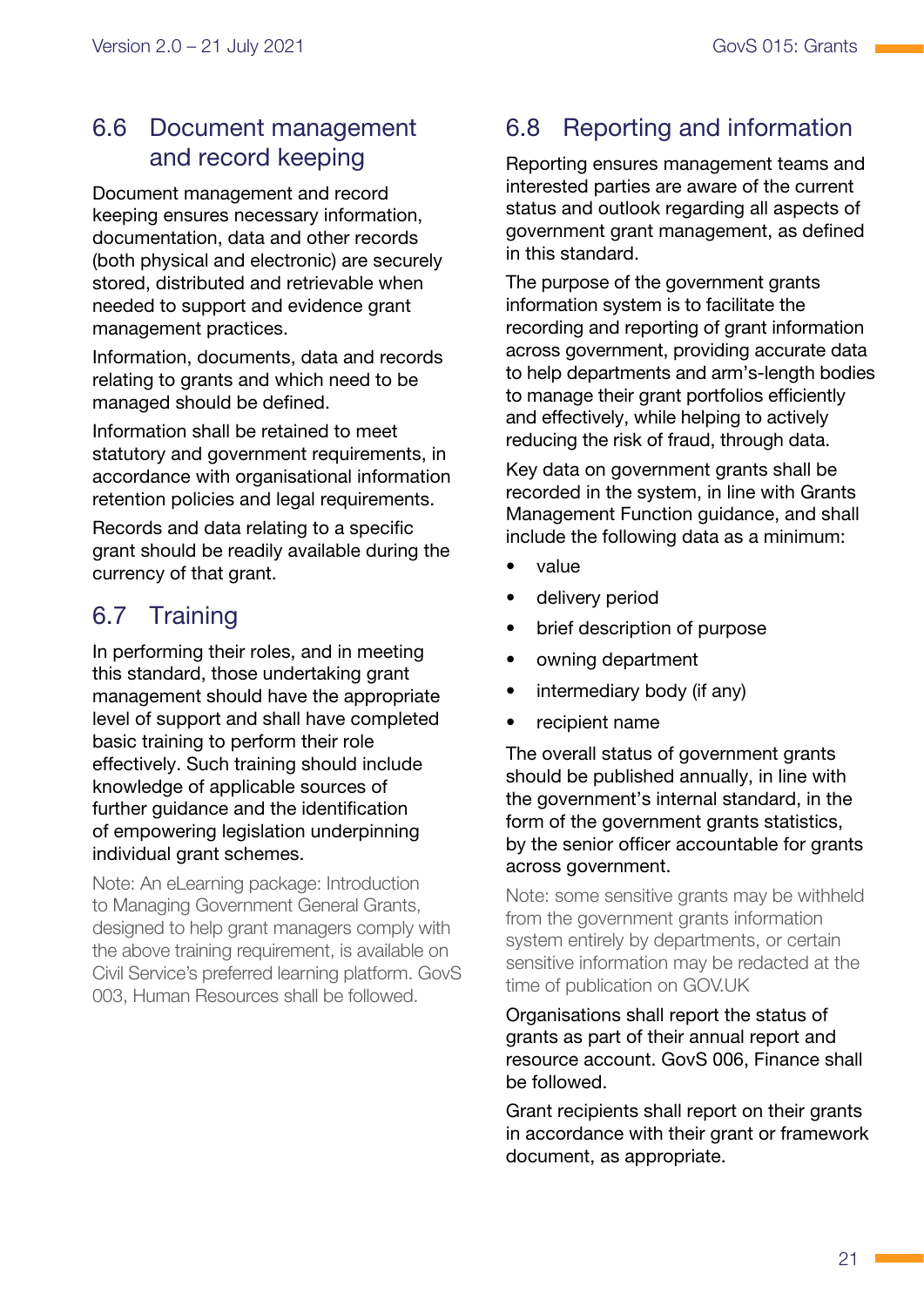## 6.6 Document management and record keeping

Document management and record keeping ensures necessary information, documentation, data and other records (both physical and electronic) are securely stored, distributed and retrievable when needed to support and evidence grant management practices.

Information, documents, data and records relating to grants and which need to be managed should be defined.

Information shall be retained to meet statutory and government requirements, in accordance with organisational information retention policies and legal requirements.

Records and data relating to a specific grant should be readily available during the currency of that grant.

## 6.7 Training

In performing their roles, and in meeting this standard, those undertaking grant management should have the appropriate level of support and shall have completed basic training to perform their role effectively. Such training should include knowledge of applicable sources of further guidance and the identification of empowering legislation underpinning individual grant schemes.

Note: An eLearning package: Introduction to Managing Government General Grants, designed to help grant managers comply with the above training requirement, is available on Civil Service's preferred learning platform. GovS 003, Human Resources shall be followed.

## 6.8 Reporting and information

Reporting ensures management teams and interested parties are aware of the current status and outlook regarding all aspects of government grant management, as defined in this standard.

The purpose of the government grants information system is to facilitate the recording and reporting of grant information across government, providing accurate data to help departments and arm's-length bodies to manage their grant portfolios efficiently and effectively, while helping to actively reducing the risk of fraud, through data.

Key data on government grants shall be recorded in the system, in line with Grants Management Function guidance, and shall include the following data as a minimum:

- value
- delivery period
- brief description of purpose
- owning department
- intermediary body (if any)
- recipient name

The overall status of government grants should be published annually, in line with the government's internal standard, in the form of the government grants statistics, by the senior officer accountable for grants across government.

Note: some sensitive grants may be withheld from the government grants information system entirely by departments, or certain sensitive information may be redacted at the time of publication on GOV.UK

Organisations shall report the status of grants as part of their annual report and resource account. GovS 006, Finance shall be followed.

Grant recipients shall report on their grants in accordance with their grant or framework document, as appropriate.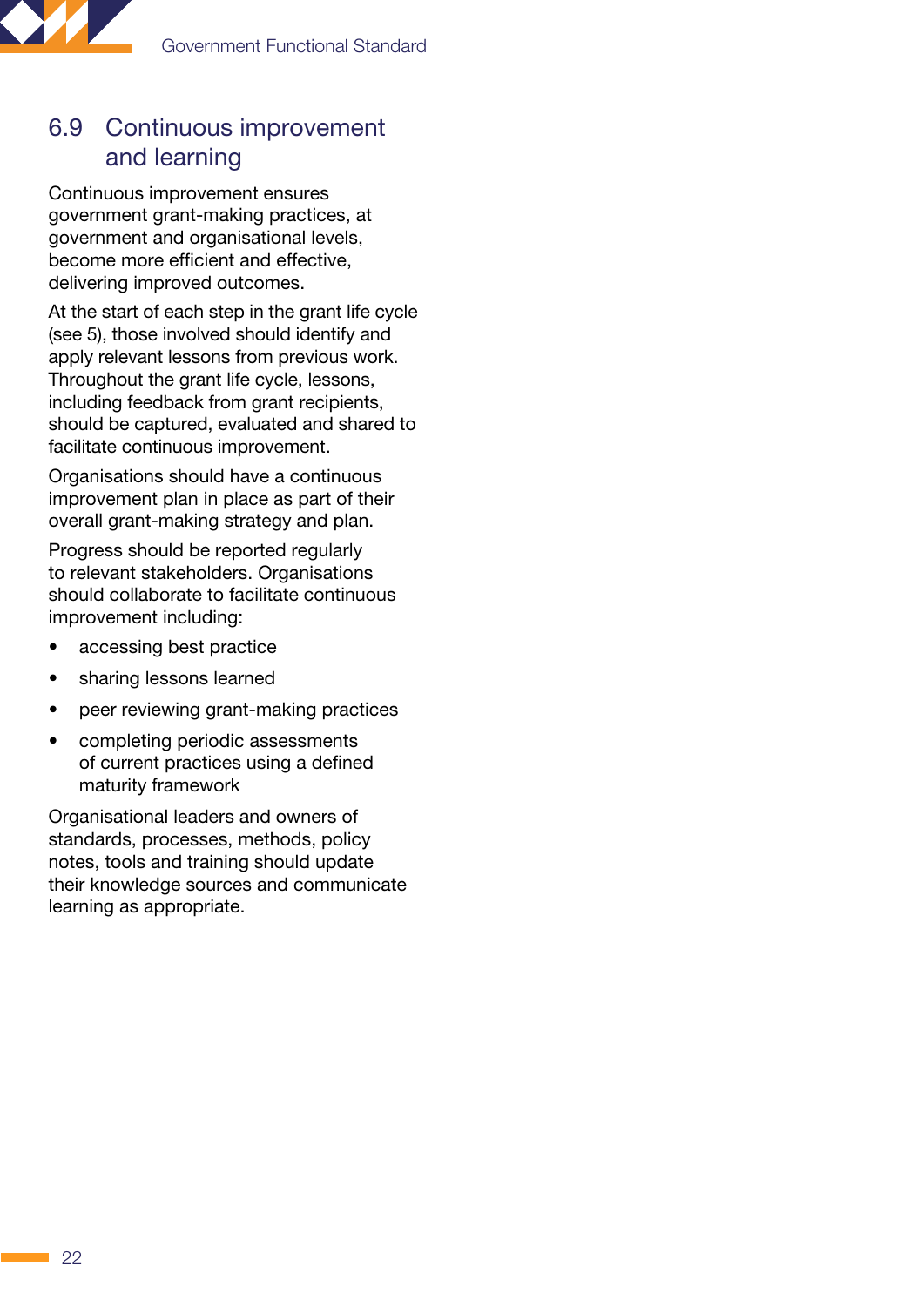## 6.9 Continuous improvement and learning

Continuous improvement ensures government grant-making practices, at government and organisational levels, become more efficient and effective, delivering improved outcomes.

At the start of each step in the grant life cycle (see 5), those involved should identify and apply relevant lessons from previous work. Throughout the grant life cycle, lessons, including feedback from grant recipients, should be captured, evaluated and shared to facilitate continuous improvement.

Organisations should have a continuous improvement plan in place as part of their overall grant-making strategy and plan.

Progress should be reported regularly to relevant stakeholders. Organisations should collaborate to facilitate continuous improvement including:

- accessing best practice
- sharing lessons learned
- peer reviewing grant-making practices
- completing periodic assessments of current practices using a defined maturity framework

Organisational leaders and owners of standards, processes, methods, policy notes, tools and training should update their knowledge sources and communicate learning as appropriate.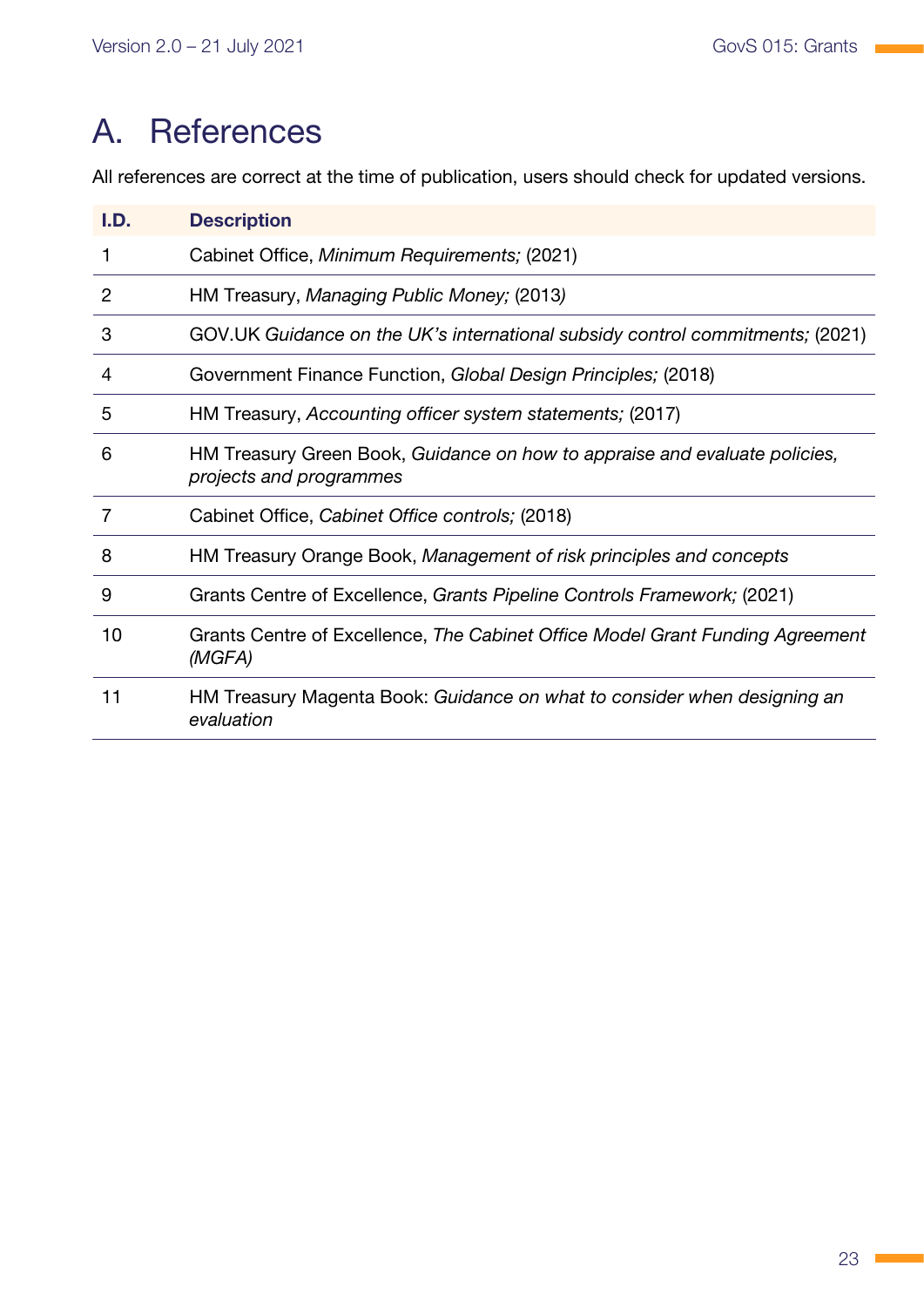# A. References

All references are correct at the time of publication, users should check for updated versions.

| I.D. | Description |
|---|---|
| 1 | Cabinet Office, *Minimum Requirements;* (2021) |
| 2 | HM Treasury, *Managing Public Money;* (2013) |
| 3 | GOV.UK *Guidance on the UK's international subsidy control commitments;* (2021) |
| 4 | Government Finance Function, *Global Design Principles;* (2018) |
| 5 | HM Treasury, *Accounting officer system statements;* (2017) |
| 6 | HM Treasury Green Book, *Guidance on how to appraise and evaluate policies, projects and programmes* |
| 7 | Cabinet Office, *Cabinet Office controls;* (2018) |
| 8 | HM Treasury Orange Book, *Management of risk principles and concepts* |
| 9 | Grants Centre of Excellence, *Grants Pipeline Controls Framework;* (2021) |
| 10 | Grants Centre of Excellence, *The Cabinet Office Model Grant Funding Agreement (MGFA)* |
| 11 | HM Treasury Magenta Book: *Guidance on what to consider when designing an evaluation* |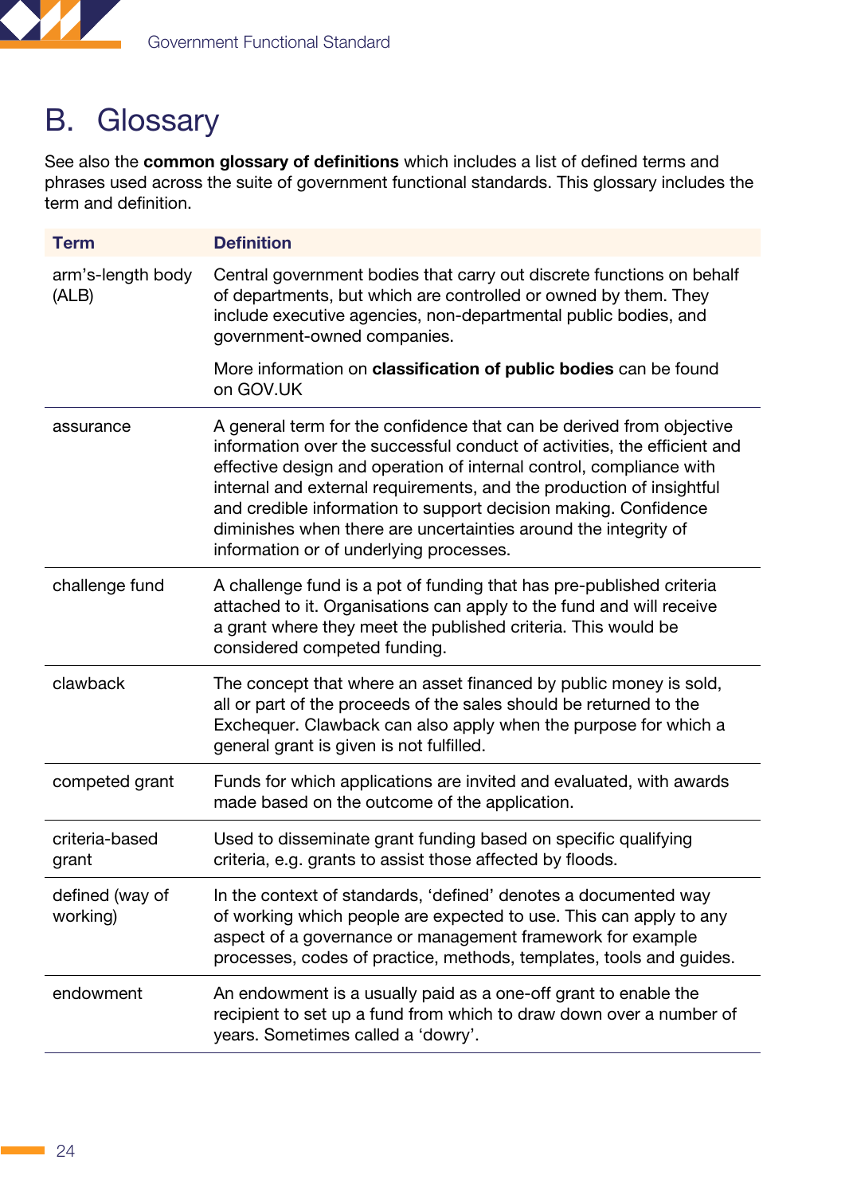# B. Glossary

See also the **common glossary of definitions** which includes a list of defined terms and phrases used across the suite of government functional standards. This glossary includes the term and definition.

| Term | Definition |
|---|---|
| arm's-length body (ALB) | Central government bodies that carry out discrete functions on behalf of departments, but which are controlled or owned by them. They include executive agencies, non-departmental public bodies, and government-owned companies.<br><br>More information on **classification of public bodies** can be found on GOV.UK |
| assurance | A general term for the confidence that can be derived from objective information over the successful conduct of activities, the efficient and effective design and operation of internal control, compliance with internal and external requirements, and the production of insightful and credible information to support decision making. Confidence diminishes when there are uncertainties around the integrity of information or of underlying processes. |
| challenge fund | A challenge fund is a pot of funding that has pre-published criteria attached to it. Organisations can apply to the fund and will receive a grant where they meet the published criteria. This would be considered competed funding. |
| clawback | The concept that where an asset financed by public money is sold, all or part of the proceeds of the sales should be returned to the Exchequer. Clawback can also apply when the purpose for which a general grant is given is not fulfilled. |
| competed grant | Funds for which applications are invited and evaluated, with awards made based on the outcome of the application. |
| criteria-based grant | Used to disseminate grant funding based on specific qualifying criteria, e.g. grants to assist those affected by floods. |
| defined (way of working) | In the context of standards, 'defined' denotes a documented way of working which people are expected to use. This can apply to any aspect of a governance or management framework for example processes, codes of practice, methods, templates, tools and guides. |
| endowment | An endowment is a usually paid as a one-off grant to enable the recipient to set up a fund from which to draw down over a number of years. Sometimes called a 'dowry'. |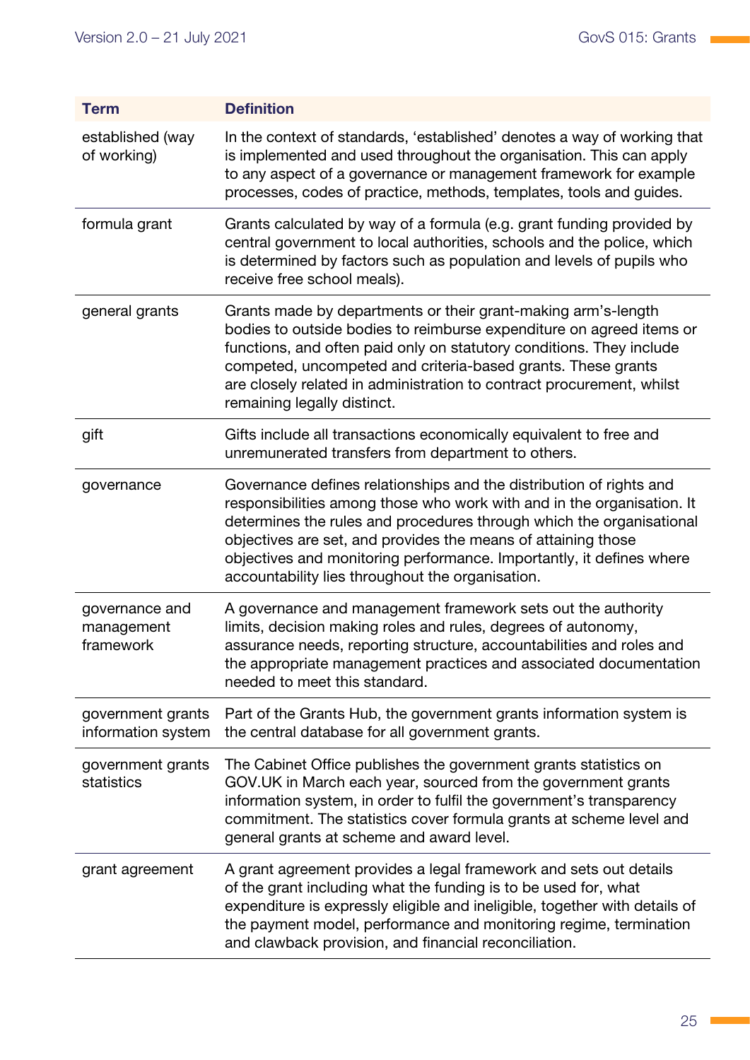| Term | Definition |
|---|---|
| established (way of working) | In the context of standards, 'established' denotes a way of working that is implemented and used throughout the organisation. This can apply to any aspect of a governance or management framework for example processes, codes of practice, methods, templates, tools and guides. |
| formula grant | Grants calculated by way of a formula (e.g. grant funding provided by central government to local authorities, schools and the police, which is determined by factors such as population and levels of pupils who receive free school meals). |
| general grants | Grants made by departments or their grant-making arm's-length bodies to outside bodies to reimburse expenditure on agreed items or functions, and often paid only on statutory conditions. They include competed, uncompeted and criteria-based grants. These grants are closely related in administration to contract procurement, whilst remaining legally distinct. |
| gift | Gifts include all transactions economically equivalent to free and unremunerated transfers from department to others. |
| governance | Governance defines relationships and the distribution of rights and responsibilities among those who work with and in the organisation. It determines the rules and procedures through which the organisational objectives are set, and provides the means of attaining those objectives and monitoring performance. Importantly, it defines where accountability lies throughout the organisation. |
| governance and management framework | A governance and management framework sets out the authority limits, decision making roles and rules, degrees of autonomy, assurance needs, reporting structure, accountabilities and roles and the appropriate management practices and associated documentation needed to meet this standard. |
| government grants information system | Part of the Grants Hub, the government grants information system is the central database for all government grants. |
| government grants statistics | The Cabinet Office publishes the government grants statistics on GOV.UK in March each year, sourced from the government grants information system, in order to fulfil the government's transparency commitment. The statistics cover formula grants at scheme level and general grants at scheme and award level. |
| grant agreement | A grant agreement provides a legal framework and sets out details of the grant including what the funding is to be used for, what expenditure is expressly eligible and ineligible, together with details of the payment model, performance and monitoring regime, termination and clawback provision, and financial reconciliation. |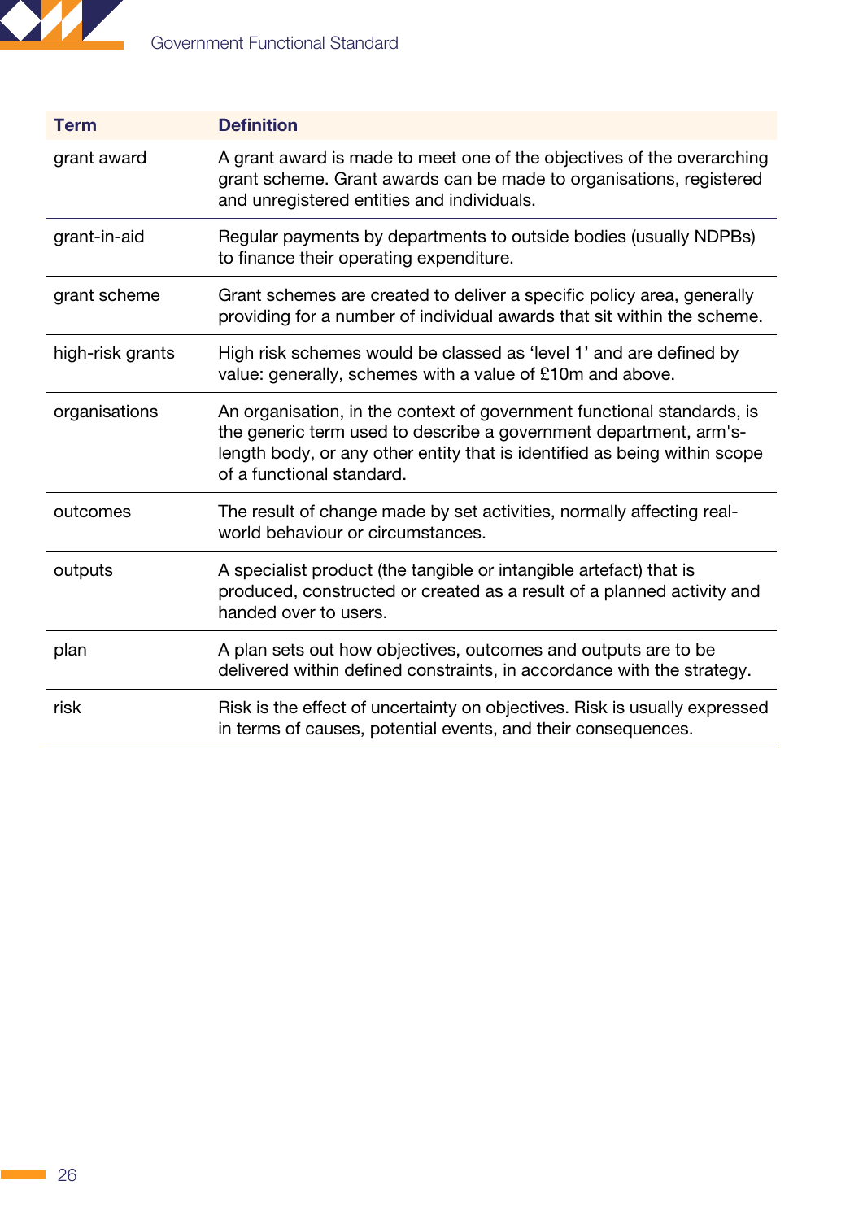| Term | Definition |
|---|---|
| grant award | A grant award is made to meet one of the objectives of the overarching grant scheme. Grant awards can be made to organisations, registered and unregistered entities and individuals. |
| grant-in-aid | Regular payments by departments to outside bodies (usually NDPBs) to finance their operating expenditure. |
| grant scheme | Grant schemes are created to deliver a specific policy area, generally providing for a number of individual awards that sit within the scheme. |
| high-risk grants | High risk schemes would be classed as 'level 1' and are defined by value: generally, schemes with a value of £10m and above. |
| organisations | An organisation, in the context of government functional standards, is the generic term used to describe a government department, arm's-length body, or any other entity that is identified as being within scope of a functional standard. |
| outcomes | The result of change made by set activities, normally affecting real-world behaviour or circumstances. |
| outputs | A specialist product (the tangible or intangible artefact) that is produced, constructed or created as a result of a planned activity and handed over to users. |
| plan | A plan sets out how objectives, outcomes and outputs are to be delivered within defined constraints, in accordance with the strategy. |
| risk | Risk is the effect of uncertainty on objectives. Risk is usually expressed in terms of causes, potential events, and their consequences. |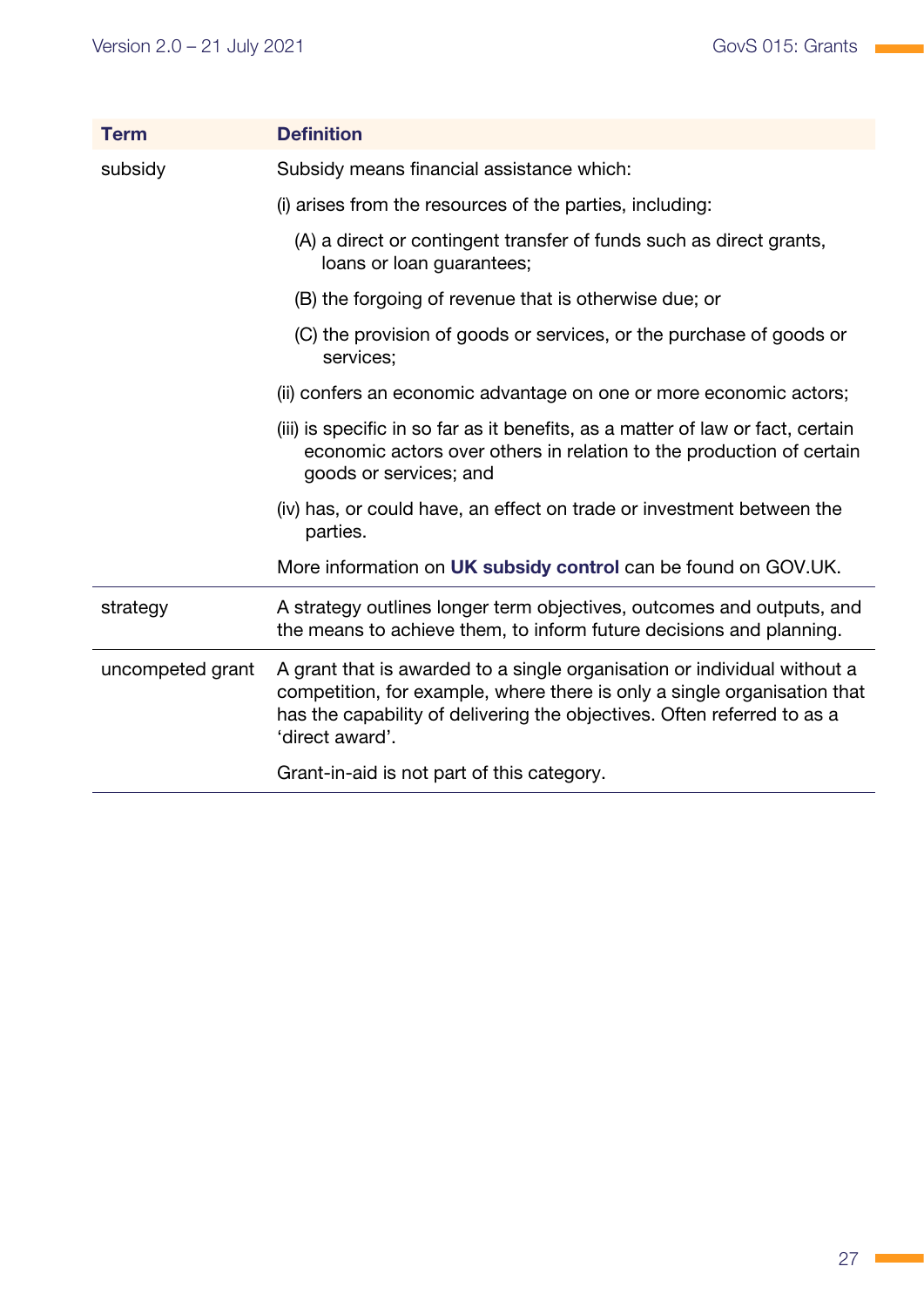| Term | Definition |
| --- | --- |
| subsidy | Subsidy means financial assistance which:<br><br>(i) arises from the resources of the parties, including:<br><br>(A) a direct or contingent transfer of funds such as direct grants, loans or loan guarantees;<br><br>(B) the forgoing of revenue that is otherwise due; or<br><br>(C) the provision of goods or services, or the purchase of goods or services;<br><br>(ii) confers an economic advantage on one or more economic actors;<br><br>(iii) is specific in so far as it benefits, as a matter of law or fact, certain economic actors over others in relation to the production of certain goods or services; and<br><br>(iv) has, or could have, an effect on trade or investment between the parties.<br><br>More information on **UK subsidy control** can be found on GOV.UK. |
| strategy | A strategy outlines longer term objectives, outcomes and outputs, and the means to achieve them, to inform future decisions and planning. |
| uncompeted grant | A grant that is awarded to a single organisation or individual without a competition, for example, where there is only a single organisation that has the capability of delivering the objectives. Often referred to as a 'direct award'.<br><br>Grant-in-aid is not part of this category. |